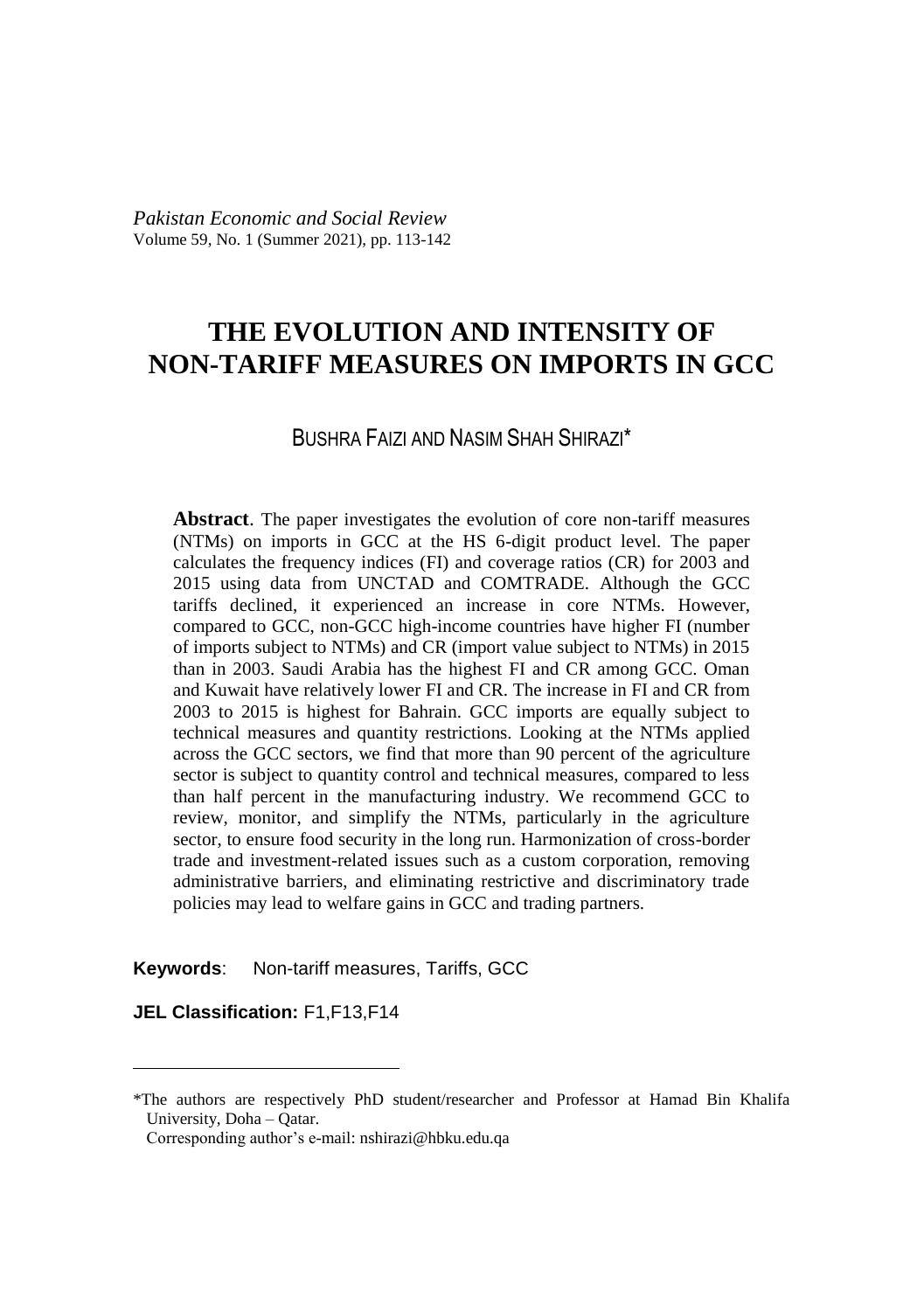*Pakistan Economic and Social Review*
Volume 59, No. 1 (Summer 2021), pp. 113-142

# THE EVOLUTION AND INTENSITY OF NON-TARIFF MEASURES ON IMPORTS IN GCC

BUSHRA FAIZI AND NASIM SHAH SHIRAZI*

**Abstract**. The paper investigates the evolution of core non-tariff measures (NTMs) on imports in GCC at the HS 6-digit product level. The paper calculates the frequency indices (FI) and coverage ratios (CR) for 2003 and 2015 using data from UNCTAD and COMTRADE. Although the GCC tariffs declined, it experienced an increase in core NTMs. However, compared to GCC, non-GCC high-income countries have higher FI (number of imports subject to NTMs) and CR (import value subject to NTMs) in 2015 than in 2003. Saudi Arabia has the highest FI and CR among GCC. Oman and Kuwait have relatively lower FI and CR. The increase in FI and CR from 2003 to 2015 is highest for Bahrain. GCC imports are equally subject to technical measures and quantity restrictions. Looking at the NTMs applied across the GCC sectors, we find that more than 90 percent of the agriculture sector is subject to quantity control and technical measures, compared to less than half percent in the manufacturing industry. We recommend GCC to review, monitor, and simplify the NTMs, particularly in the agriculture sector, to ensure food security in the long run. Harmonization of cross-border trade and investment-related issues such as a custom corporation, removing administrative barriers, and eliminating restrictive and discriminatory trade policies may lead to welfare gains in GCC and trading partners.

**Keywords**: Non-tariff measures, Tariffs, GCC

**JEL Classification:** F1,F13,F14

---

*The authors are respectively PhD student/researcher and Professor at Hamad Bin Khalifa University, Doha – Qatar.
Corresponding author's e-mail: nshirazi@hbku.edu.qa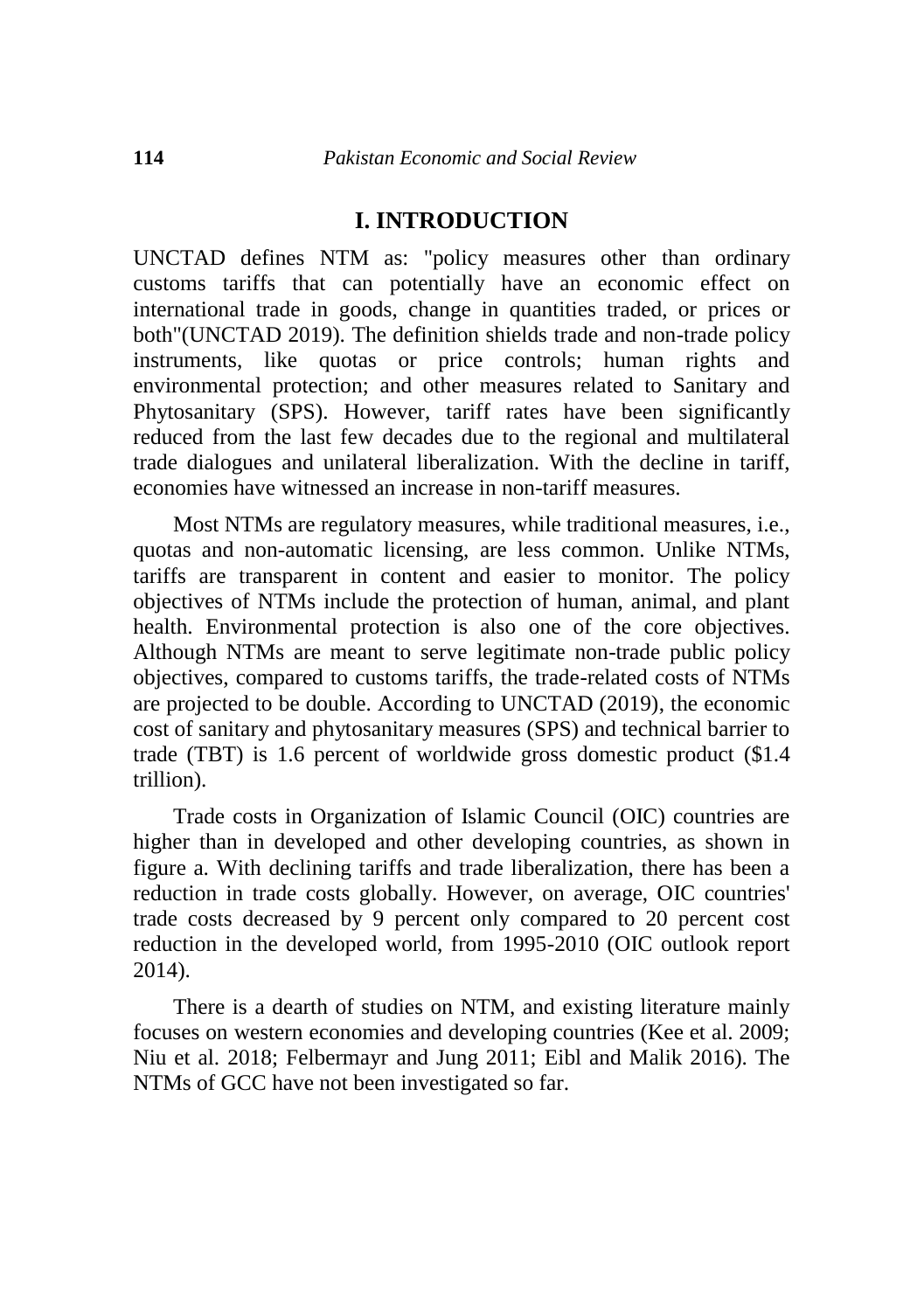## I. INTRODUCTION

UNCTAD defines NTM as: "policy measures other than ordinary customs tariffs that can potentially have an economic effect on international trade in goods, change in quantities traded, or prices or both"(UNCTAD 2019). The definition shields trade and non-trade policy instruments, like quotas or price controls; human rights and environmental protection; and other measures related to Sanitary and Phytosanitary (SPS). However, tariff rates have been significantly reduced from the last few decades due to the regional and multilateral trade dialogues and unilateral liberalization. With the decline in tariff, economies have witnessed an increase in non-tariff measures.

Most NTMs are regulatory measures, while traditional measures, i.e., quotas and non-automatic licensing, are less common. Unlike NTMs, tariffs are transparent in content and easier to monitor. The policy objectives of NTMs include the protection of human, animal, and plant health. Environmental protection is also one of the core objectives. Although NTMs are meant to serve legitimate non-trade public policy objectives, compared to customs tariffs, the trade-related costs of NTMs are projected to be double. According to UNCTAD (2019), the economic cost of sanitary and phytosanitary measures (SPS) and technical barrier to trade (TBT) is 1.6 percent of worldwide gross domestic product ($1.4 trillion).

Trade costs in Organization of Islamic Council (OIC) countries are higher than in developed and other developing countries, as shown in figure a. With declining tariffs and trade liberalization, there has been a reduction in trade costs globally. However, on average, OIC countries' trade costs decreased by 9 percent only compared to 20 percent cost reduction in the developed world, from 1995-2010 (OIC outlook report 2014).

There is a dearth of studies on NTM, and existing literature mainly focuses on western economies and developing countries (Kee et al. 2009; Niu et al. 2018; Felbermayr and Jung 2011; Eibl and Malik 2016). The NTMs of GCC have not been investigated so far.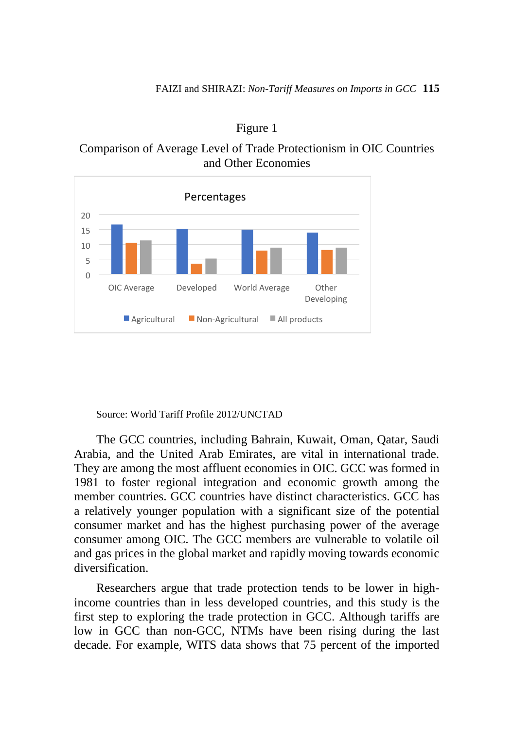Figure 1

Comparison of Average Level of Trade Protectionism in OIC Countries and Other Economies

Source: World Tariff Profile 2012/UNCTAD

The GCC countries, including Bahrain, Kuwait, Oman, Qatar, Saudi Arabia, and the United Arab Emirates, are vital in international trade. They are among the most affluent economies in OIC. GCC was formed in 1981 to foster regional integration and economic growth among the member countries. GCC countries have distinct characteristics. GCC has a relatively younger population with a significant size of the potential consumer market and has the highest purchasing power of the average consumer among OIC. The GCC members are vulnerable to volatile oil and gas prices in the global market and rapidly moving towards economic diversification.

Researchers argue that trade protection tends to be lower in high-income countries than in less developed countries, and this study is the first step to exploring the trade protection in GCC. Although tariffs are low in GCC than non-GCC, NTMs have been rising during the last decade. For example, WITS data shows that 75 percent of the imported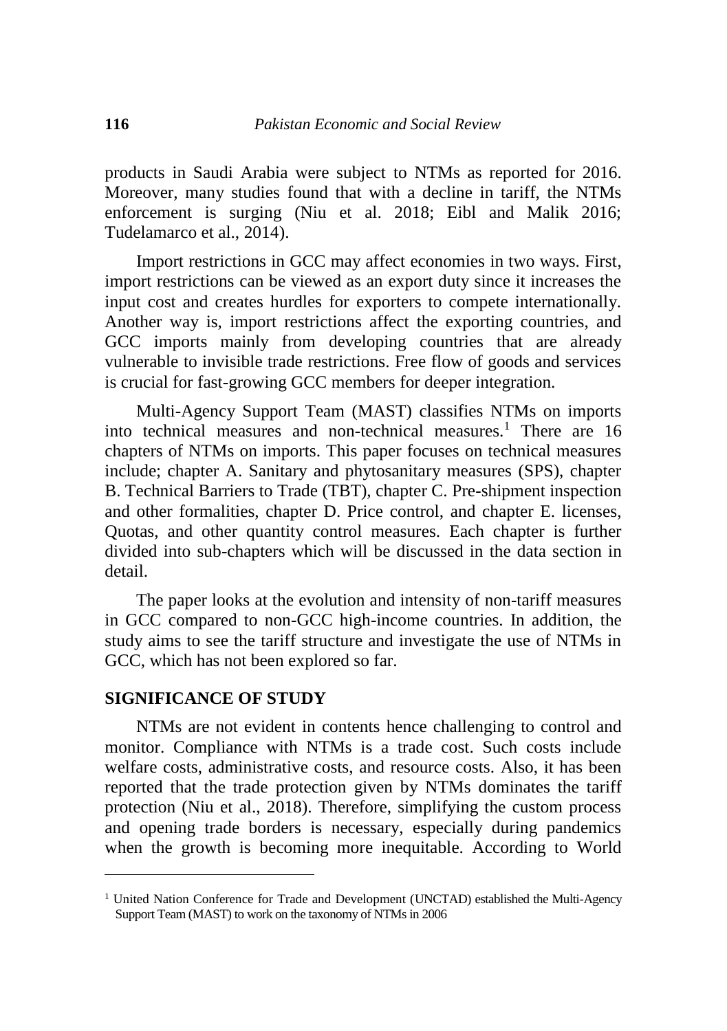products in Saudi Arabia were subject to NTMs as reported for 2016. Moreover, many studies found that with a decline in tariff, the NTMs enforcement is surging (Niu et al. 2018; Eibl and Malik 2016; Tudelamarco et al., 2014).

Import restrictions in GCC may affect economies in two ways. First, import restrictions can be viewed as an export duty since it increases the input cost and creates hurdles for exporters to compete internationally. Another way is, import restrictions affect the exporting countries, and GCC imports mainly from developing countries that are already vulnerable to invisible trade restrictions. Free flow of goods and services is crucial for fast-growing GCC members for deeper integration.

Multi-Agency Support Team (MAST) classifies NTMs on imports into technical measures and non-technical measures.[1] There are 16 chapters of NTMs on imports. This paper focuses on technical measures include; chapter A. Sanitary and phytosanitary measures (SPS), chapter B. Technical Barriers to Trade (TBT), chapter C. Pre-shipment inspection and other formalities, chapter D. Price control, and chapter E. licenses, Quotas, and other quantity control measures. Each chapter is further divided into sub-chapters which will be discussed in the data section in detail.

The paper looks at the evolution and intensity of non-tariff measures in GCC compared to non-GCC high-income countries. In addition, the study aims to see the tariff structure and investigate the use of NTMs in GCC, which has not been explored so far.

## SIGNIFICANCE OF STUDY

NTMs are not evident in contents hence challenging to control and monitor. Compliance with NTMs is a trade cost. Such costs include welfare costs, administrative costs, and resource costs. Also, it has been reported that the trade protection given by NTMs dominates the tariff protection (Niu et al., 2018). Therefore, simplifying the custom process and opening trade borders is necessary, especially during pandemics when the growth is becoming more inequitable. According to World

---

[1] United Nation Conference for Trade and Development (UNCTAD) established the Multi-Agency Support Team (MAST) to work on the taxonomy of NTMs in 2006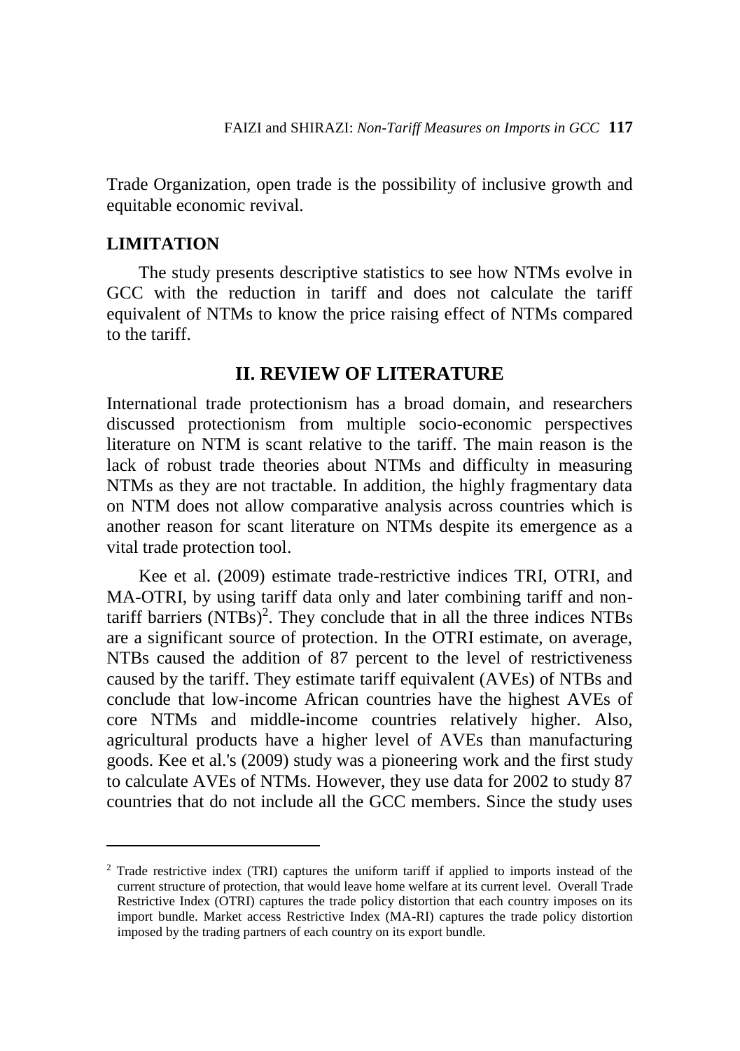Trade Organization, open trade is the possibility of inclusive growth and equitable economic revival.

## LIMITATION

The study presents descriptive statistics to see how NTMs evolve in GCC with the reduction in tariff and does not calculate the tariff equivalent of NTMs to know the price raising effect of NTMs compared to the tariff.

## II. REVIEW OF LITERATURE

International trade protectionism has a broad domain, and researchers discussed protectionism from multiple socio-economic perspectives literature on NTM is scant relative to the tariff. The main reason is the lack of robust trade theories about NTMs and difficulty in measuring NTMs as they are not tractable. In addition, the highly fragmentary data on NTM does not allow comparative analysis across countries which is another reason for scant literature on NTMs despite its emergence as a vital trade protection tool.

Kee et al. (2009) estimate trade-restrictive indices TRI, OTRI, and MA-OTRI, by using tariff data only and later combining tariff and non-tariff barriers (NTBs)[2]. They conclude that in all the three indices NTBs are a significant source of protection. In the OTRI estimate, on average, NTBs caused the addition of 87 percent to the level of restrictiveness caused by the tariff. They estimate tariff equivalent (AVEs) of NTBs and conclude that low-income African countries have the highest AVEs of core NTMs and middle-income countries relatively higher. Also, agricultural products have a higher level of AVEs than manufacturing goods. Kee et al.'s (2009) study was a pioneering work and the first study to calculate AVEs of NTMs. However, they use data for 2002 to study 87 countries that do not include all the GCC members. Since the study uses

---

[2] Trade restrictive index (TRI) captures the uniform tariff if applied to imports instead of the current structure of protection, that would leave home welfare at its current level. Overall Trade Restrictive Index (OTRI) captures the trade policy distortion that each country imposes on its import bundle. Market access Restrictive Index (MA-RI) captures the trade policy distortion imposed by the trading partners of each country on its export bundle.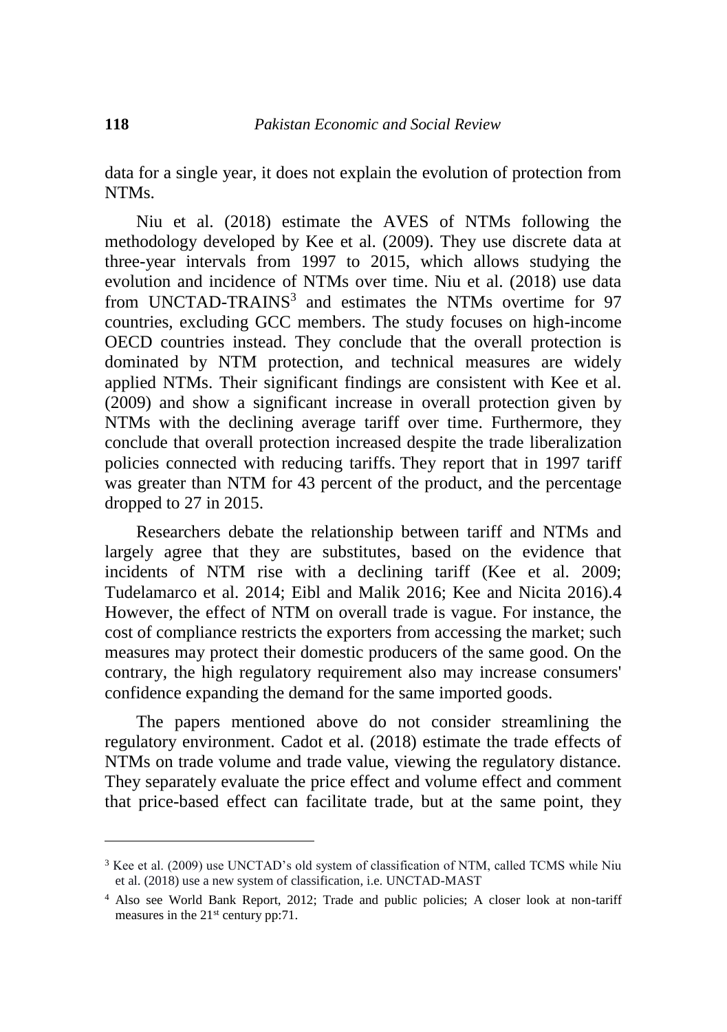data for a single year, it does not explain the evolution of protection from NTMs.

Niu et al. (2018) estimate the AVES of NTMs following the methodology developed by Kee et al. (2009). They use discrete data at three-year intervals from 1997 to 2015, which allows studying the evolution and incidence of NTMs over time. Niu et al. (2018) use data from UNCTAD-TRAINS[3] and estimates the NTMs overtime for 97 countries, excluding GCC members. The study focuses on high-income OECD countries instead. They conclude that the overall protection is dominated by NTM protection, and technical measures are widely applied NTMs. Their significant findings are consistent with Kee et al. (2009) and show a significant increase in overall protection given by NTMs with the declining average tariff over time. Furthermore, they conclude that overall protection increased despite the trade liberalization policies connected with reducing tariffs. They report that in 1997 tariff was greater than NTM for 43 percent of the product, and the percentage dropped to 27 in 2015.

Researchers debate the relationship between tariff and NTMs and largely agree that they are substitutes, based on the evidence that incidents of NTM rise with a declining tariff (Kee et al. 2009; Tudelamarco et al. 2014; Eibl and Malik 2016; Kee and Nicita 2016).4 However, the effect of NTM on overall trade is vague. For instance, the cost of compliance restricts the exporters from accessing the market; such measures may protect their domestic producers of the same good. On the contrary, the high regulatory requirement also may increase consumers' confidence expanding the demand for the same imported goods.

The papers mentioned above do not consider streamlining the regulatory environment. Cadot et al. (2018) estimate the trade effects of NTMs on trade volume and trade value, viewing the regulatory distance. They separately evaluate the price effect and volume effect and comment that price-based effect can facilitate trade, but at the same point, they

---

[3] Kee et al. (2009) use UNCTAD's old system of classification of NTM, called TCMS while Niu et al. (2018) use a new system of classification, i.e. UNCTAD-MAST

[4] Also see World Bank Report, 2012; Trade and public policies; A closer look at non-tariff measures in the 21st century pp:71.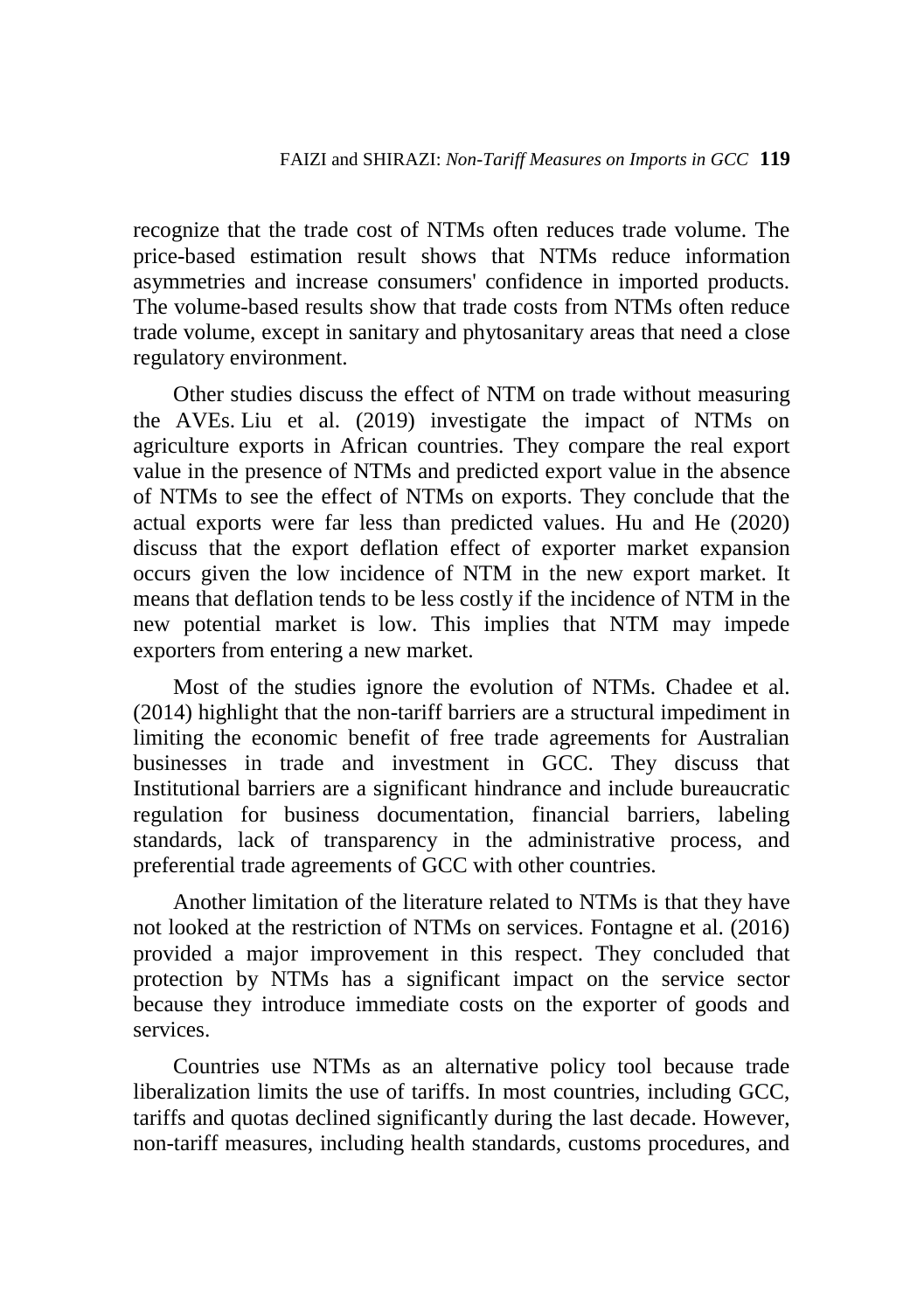recognize that the trade cost of NTMs often reduces trade volume. The price-based estimation result shows that NTMs reduce information asymmetries and increase consumers' confidence in imported products. The volume-based results show that trade costs from NTMs often reduce trade volume, except in sanitary and phytosanitary areas that need a close regulatory environment.

Other studies discuss the effect of NTM on trade without measuring the AVEs. Liu et al. (2019) investigate the impact of NTMs on agriculture exports in African countries. They compare the real export value in the presence of NTMs and predicted export value in the absence of NTMs to see the effect of NTMs on exports. They conclude that the actual exports were far less than predicted values. Hu and He (2020) discuss that the export deflation effect of exporter market expansion occurs given the low incidence of NTM in the new export market. It means that deflation tends to be less costly if the incidence of NTM in the new potential market is low. This implies that NTM may impede exporters from entering a new market.

Most of the studies ignore the evolution of NTMs. Chadee et al. (2014) highlight that the non-tariff barriers are a structural impediment in limiting the economic benefit of free trade agreements for Australian businesses in trade and investment in GCC. They discuss that Institutional barriers are a significant hindrance and include bureaucratic regulation for business documentation, financial barriers, labeling standards, lack of transparency in the administrative process, and preferential trade agreements of GCC with other countries.

Another limitation of the literature related to NTMs is that they have not looked at the restriction of NTMs on services. Fontagne et al. (2016) provided a major improvement in this respect. They concluded that protection by NTMs has a significant impact on the service sector because they introduce immediate costs on the exporter of goods and services.

Countries use NTMs as an alternative policy tool because trade liberalization limits the use of tariffs. In most countries, including GCC, tariffs and quotas declined significantly during the last decade. However, non-tariff measures, including health standards, customs procedures, and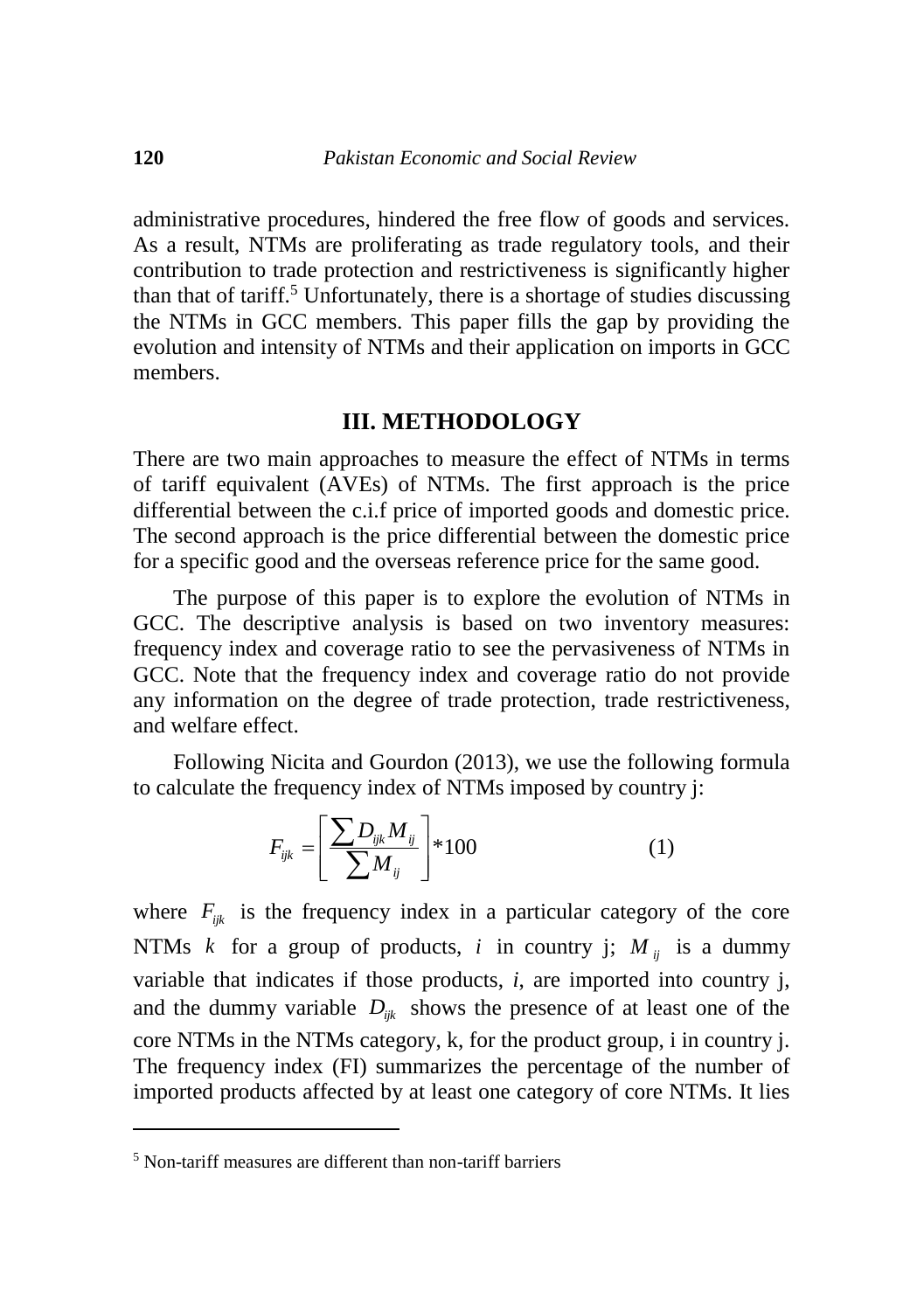administrative procedures, hindered the free flow of goods and services. As a result, NTMs are proliferating as trade regulatory tools, and their contribution to trade protection and restrictiveness is significantly higher than that of tariff.[5] Unfortunately, there is a shortage of studies discussing the NTMs in GCC members. This paper fills the gap by providing the evolution and intensity of NTMs and their application on imports in GCC members.

## III. METHODOLOGY

There are two main approaches to measure the effect of NTMs in terms of tariff equivalent (AVEs) of NTMs. The first approach is the price differential between the c.i.f price of imported goods and domestic price. The second approach is the price differential between the domestic price for a specific good and the overseas reference price for the same good.

The purpose of this paper is to explore the evolution of NTMs in GCC. The descriptive analysis is based on two inventory measures: frequency index and coverage ratio to see the pervasiveness of NTMs in GCC. Note that the frequency index and coverage ratio do not provide any information on the degree of trade protection, trade restrictiveness, and welfare effect.

Following Nicita and Gourdon (2013), we use the following formula to calculate the frequency index of NTMs imposed by country j:

$$F_{ijk} = \left[ \frac{\sum D_{ijk} M_{ij}}{\sum M_{ij}} \right] * 100 \qquad (1)$$

where $F_{ijk}$ is the frequency index in a particular category of the core NTMs $k$ for a group of products, $i$ in country j; $M_{ij}$ is a dummy variable that indicates if those products, $i$, are imported into country j, and the dummy variable $D_{ijk}$ shows the presence of at least one of the core NTMs in the NTMs category, k, for the product group, i in country j. The frequency index (FI) summarizes the percentage of the number of imported products affected by at least one category of core NTMs. It lies

[5] Non-tariff measures are different than non-tariff barriers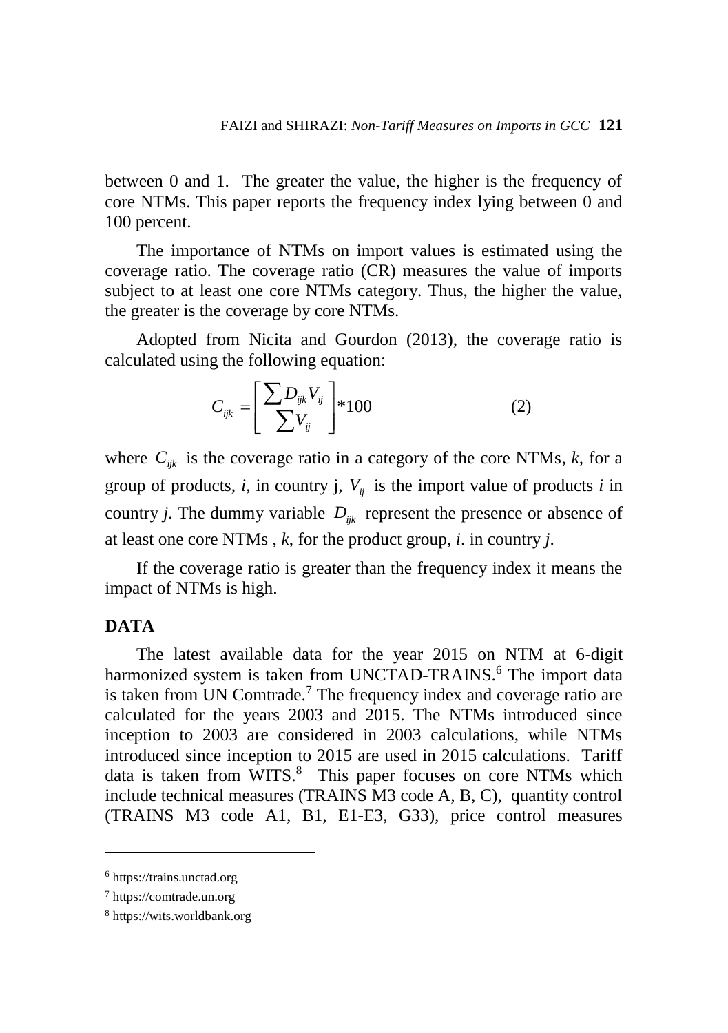between 0 and 1. The greater the value, the higher is the frequency of core NTMs. This paper reports the frequency index lying between 0 and 100 percent.

The importance of NTMs on import values is estimated using the coverage ratio. The coverage ratio (CR) measures the value of imports subject to at least one core NTMs category. Thus, the higher the value, the greater is the coverage by core NTMs.

Adopted from Nicita and Gourdon (2013), the coverage ratio is calculated using the following equation:

$$C_{ijk} = \left[ \frac{\sum D_{ijk} V_{ij}}{\sum V_{ij}} \right] * 100 \qquad (2)$$

where $C_{ijk}$ is the coverage ratio in a category of the core NTMs, *k,* for a group of products, *i*, in country j, $V_{ij}$ is the import value of products *i* in country *j*. The dummy variable $D_{ijk}$ represent the presence or absence of at least one core NTMs , *k*, for the product group, *i*. in country *j*.

If the coverage ratio is greater than the frequency index it means the impact of NTMs is high.

## DATA

The latest available data for the year 2015 on NTM at 6-digit harmonized system is taken from UNCTAD-TRAINS.[6] The import data is taken from UN Comtrade.[7] The frequency index and coverage ratio are calculated for the years 2003 and 2015. The NTMs introduced since inception to 2003 are considered in 2003 calculations, while NTMs introduced since inception to 2015 are used in 2015 calculations. Tariff data is taken from WITS.[8] This paper focuses on core NTMs which include technical measures (TRAINS M3 code A, B, C), quantity control (TRAINS M3 code A1, B1, E1-E3, G33), price control measures

[6] https://trains.unctad.org

[7] https://comtrade.un.org

[8] https://wits.worldbank.org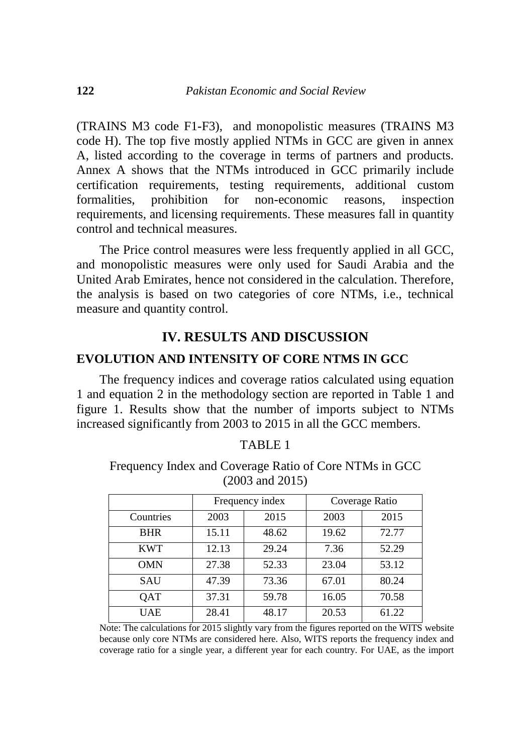(TRAINS M3 code F1-F3), and monopolistic measures (TRAINS M3 code H). The top five mostly applied NTMs in GCC are given in annex A, listed according to the coverage in terms of partners and products. Annex A shows that the NTMs introduced in GCC primarily include certification requirements, testing requirements, additional custom formalities, prohibition for non-economic reasons, inspection requirements, and licensing requirements. These measures fall in quantity control and technical measures.

The Price control measures were less frequently applied in all GCC, and monopolistic measures were only used for Saudi Arabia and the United Arab Emirates, hence not considered in the calculation. Therefore, the analysis is based on two categories of core NTMs, i.e., technical measure and quantity control.

## IV. RESULTS AND DISCUSSION

### EVOLUTION AND INTENSITY OF CORE NTMS IN GCC

The frequency indices and coverage ratios calculated using equation 1 and equation 2 in the methodology section are reported in Table 1 and figure 1. Results show that the number of imports subject to NTMs increased significantly from 2003 to 2015 in all the GCC members.

TABLE 1

Frequency Index and Coverage Ratio of Core NTMs in GCC (2003 and 2015)

| | Frequency index | | Coverage Ratio | |
|---|---|---|---|---|
| Countries | 2003 | 2015 | 2003 | 2015 |
| BHR | 15.11 | 48.62 | 19.62 | 72.77 |
| KWT | 12.13 | 29.24 | 7.36 | 52.29 |
| OMN | 27.38 | 52.33 | 23.04 | 53.12 |
| SAU | 47.39 | 73.36 | 67.01 | 80.24 |
| QAT | 37.31 | 59.78 | 16.05 | 70.58 |
| UAE | 28.41 | 48.17 | 20.53 | 61.22 |

Note: The calculations for 2015 slightly vary from the figures reported on the WITS website because only core NTMs are considered here. Also, WITS reports the frequency index and coverage ratio for a single year, a different year for each country. For UAE, as the import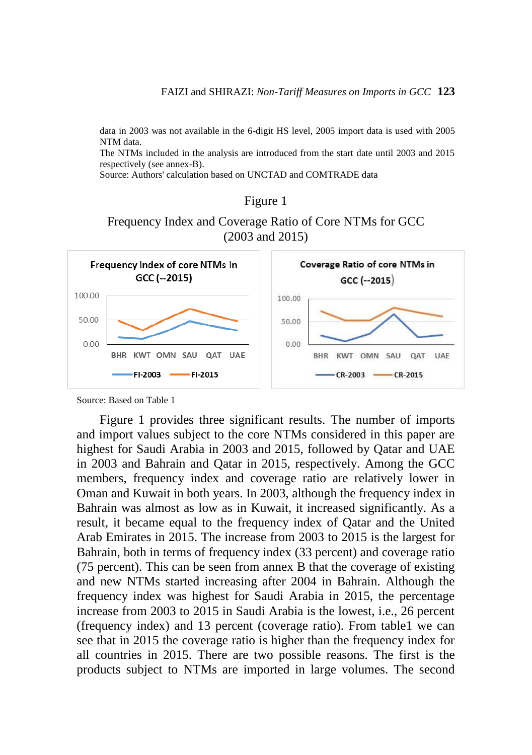data in 2003 was not available in the 6-digit HS level, 2005 import data is used with 2005 NTM data.
The NTMs included in the analysis are introduced from the start date until 2003 and 2015 respectively (see annex-B).
Source: Authors' calculation based on UNCTAD and COMTRADE data

Figure 1

Frequency Index and Coverage Ratio of Core NTMs for GCC (2003 and 2015)

Source: Based on Table 1

Figure 1 provides three significant results. The number of imports and import values subject to the core NTMs considered in this paper are highest for Saudi Arabia in 2003 and 2015, followed by Qatar and UAE in 2003 and Bahrain and Qatar in 2015, respectively. Among the GCC members, frequency index and coverage ratio are relatively lower in Oman and Kuwait in both years. In 2003, although the frequency index in Bahrain was almost as low as in Kuwait, it increased significantly. As a result, it became equal to the frequency index of Qatar and the United Arab Emirates in 2015. The increase from 2003 to 2015 is the largest for Bahrain, both in terms of frequency index (33 percent) and coverage ratio (75 percent). This can be seen from annex B that the coverage of existing and new NTMs started increasing after 2004 in Bahrain. Although the frequency index was highest for Saudi Arabia in 2015, the percentage increase from 2003 to 2015 in Saudi Arabia is the lowest, i.e., 26 percent (frequency index) and 13 percent (coverage ratio). From table1 we can see that in 2015 the coverage ratio is higher than the frequency index for all countries in 2015. There are two possible reasons. The first is the products subject to NTMs are imported in large volumes. The second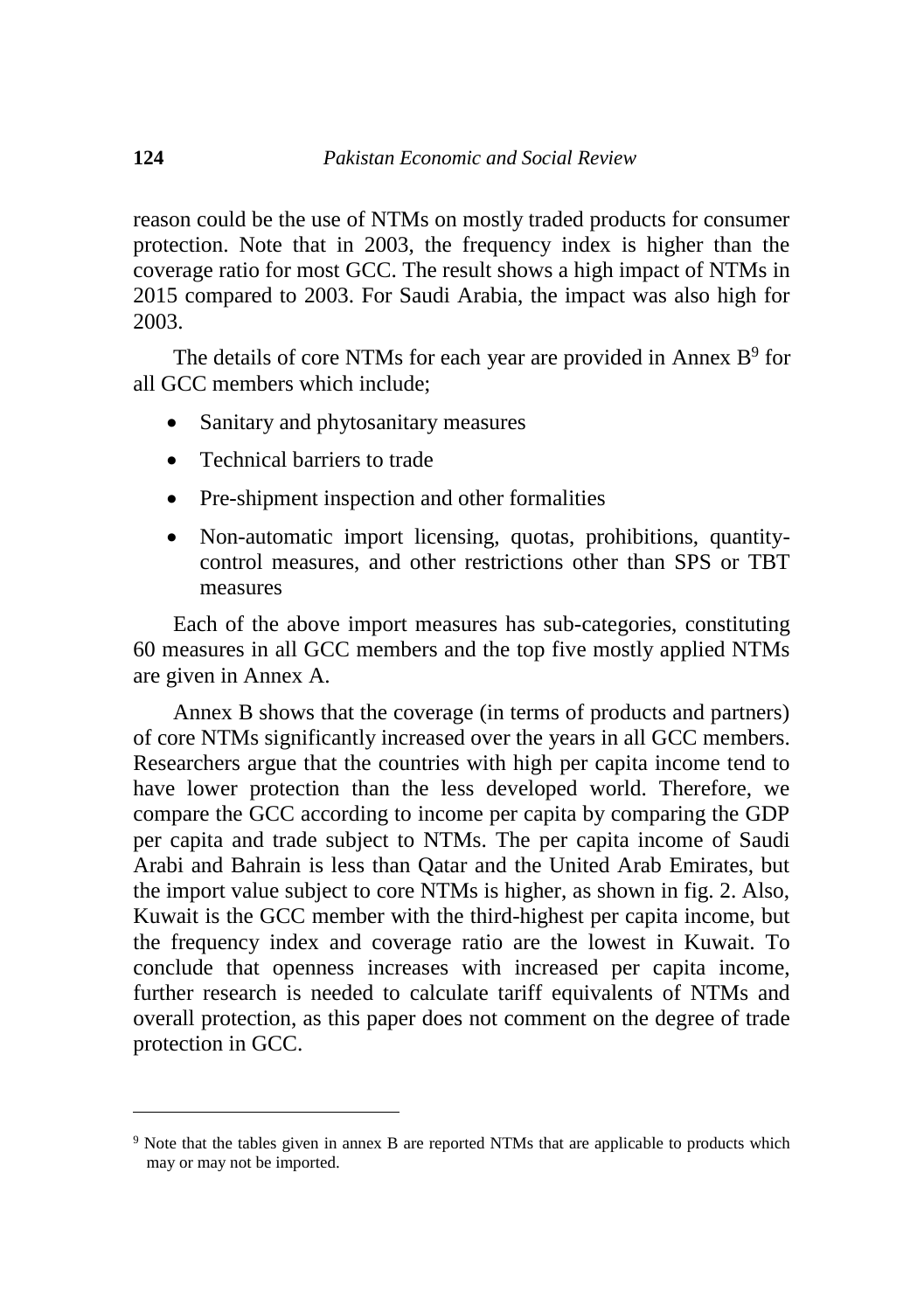reason could be the use of NTMs on mostly traded products for consumer protection. Note that in 2003, the frequency index is higher than the coverage ratio for most GCC. The result shows a high impact of NTMs in 2015 compared to 2003. For Saudi Arabia, the impact was also high for 2003.

The details of core NTMs for each year are provided in Annex B[9] for all GCC members which include;

- Sanitary and phytosanitary measures
- Technical barriers to trade
- Pre-shipment inspection and other formalities
- Non-automatic import licensing, quotas, prohibitions, quantity-control measures, and other restrictions other than SPS or TBT measures

Each of the above import measures has sub-categories, constituting 60 measures in all GCC members and the top five mostly applied NTMs are given in Annex A.

Annex B shows that the coverage (in terms of products and partners) of core NTMs significantly increased over the years in all GCC members. Researchers argue that the countries with high per capita income tend to have lower protection than the less developed world. Therefore, we compare the GCC according to income per capita by comparing the GDP per capita and trade subject to NTMs. The per capita income of Saudi Arabi and Bahrain is less than Qatar and the United Arab Emirates, but the import value subject to core NTMs is higher, as shown in fig. 2. Also, Kuwait is the GCC member with the third-highest per capita income, but the frequency index and coverage ratio are the lowest in Kuwait. To conclude that openness increases with increased per capita income, further research is needed to calculate tariff equivalents of NTMs and overall protection, as this paper does not comment on the degree of trade protection in GCC.

---

[9] Note that the tables given in annex B are reported NTMs that are applicable to products which may or may not be imported.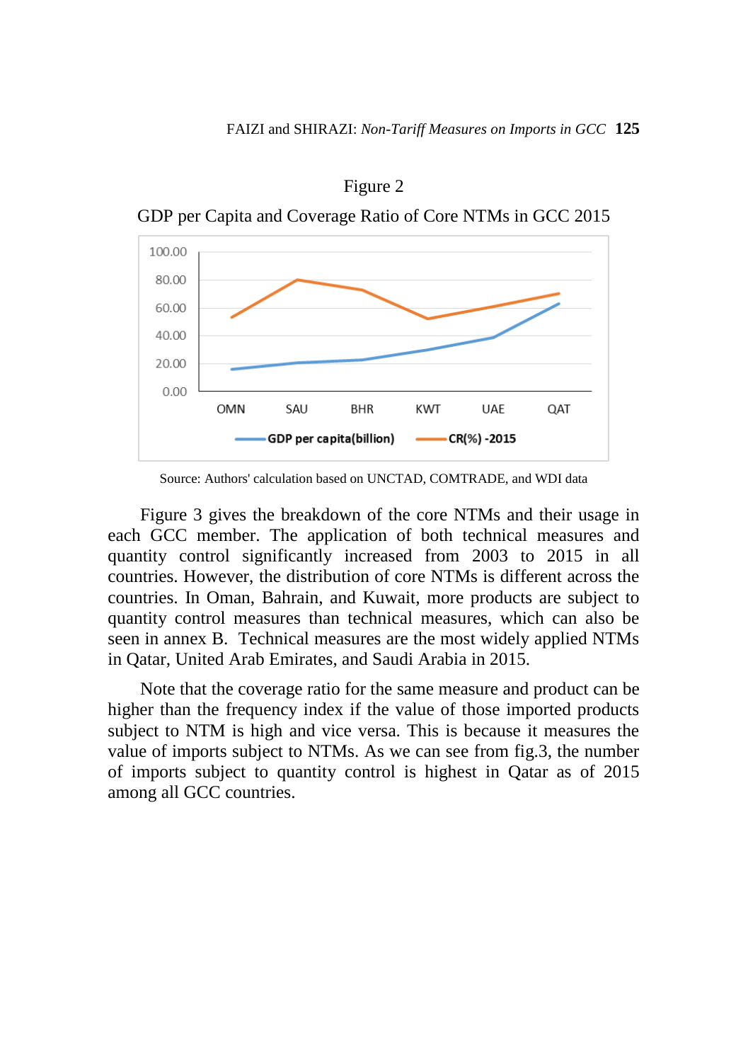Figure 2

GDP per Capita and Coverage Ratio of Core NTMs in GCC 2015

Source: Authors' calculation based on UNCTAD, COMTRADE, and WDI data

Figure 3 gives the breakdown of the core NTMs and their usage in each GCC member. The application of both technical measures and quantity control significantly increased from 2003 to 2015 in all countries. However, the distribution of core NTMs is different across the countries. In Oman, Bahrain, and Kuwait, more products are subject to quantity control measures than technical measures, which can also be seen in annex B. Technical measures are the most widely applied NTMs in Qatar, United Arab Emirates, and Saudi Arabia in 2015.

Note that the coverage ratio for the same measure and product can be higher than the frequency index if the value of those imported products subject to NTM is high and vice versa. This is because it measures the value of imports subject to NTMs. As we can see from fig.3, the number of imports subject to quantity control is highest in Qatar as of 2015 among all GCC countries.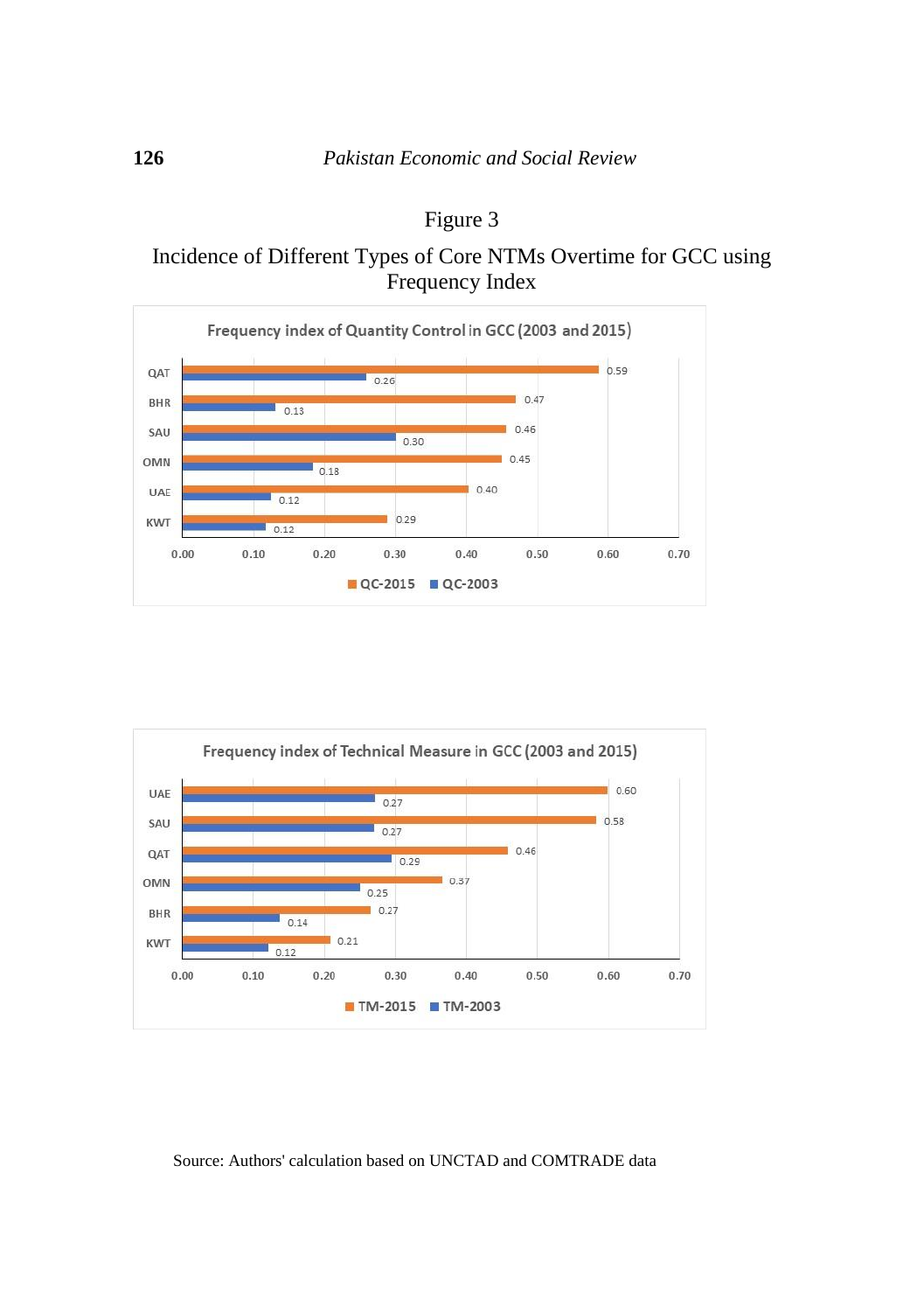Figure 3

Incidence of Different Types of Core NTMs Overtime for GCC using Frequency Index

**Frequency index of Quantity Control in GCC (2003 and 2015)**

| Country | QC-2015 | QC-2003 |
|---|---|---|
| QAT | 0.59 | 0.26 |
| BHR | 0.47 | 0.13 |
| SAU | 0.46 | 0.30 |
| OMN | 0.45 | 0.18 |
| UAE | 0.40 | 0.12 |
| KWT | 0.29 | 0.12 |

**Frequency index of Technical Measure in GCC (2003 and 2015)**

| Country | TM-2015 | TM-2003 |
|---|---|---|
| UAE | 0.60 | 0.27 |
| SAU | 0.58 | 0.27 |
| QAT | 0.46 | 0.29 |
| OMN | 0.37 | 0.25 |
| BHR | 0.27 | 0.14 |
| KWT | 0.21 | 0.12 |

Source: Authors' calculation based on UNCTAD and COMTRADE data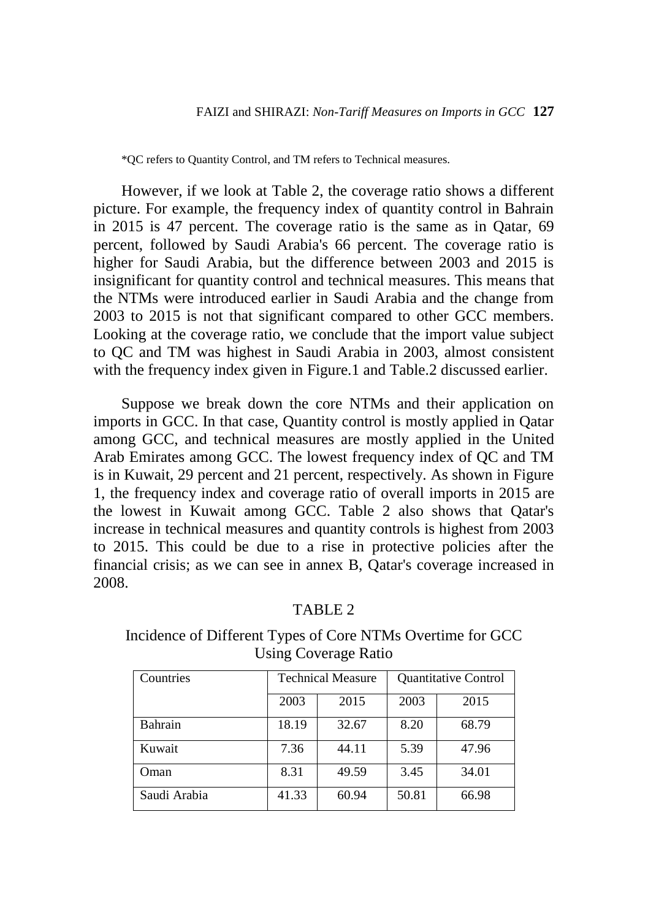*QC refers to Quantity Control, and TM refers to Technical measures.

However, if we look at Table 2, the coverage ratio shows a different picture. For example, the frequency index of quantity control in Bahrain in 2015 is 47 percent. The coverage ratio is the same as in Qatar, 69 percent, followed by Saudi Arabia's 66 percent. The coverage ratio is higher for Saudi Arabia, but the difference between 2003 and 2015 is insignificant for quantity control and technical measures. This means that the NTMs were introduced earlier in Saudi Arabia and the change from 2003 to 2015 is not that significant compared to other GCC members. Looking at the coverage ratio, we conclude that the import value subject to QC and TM was highest in Saudi Arabia in 2003, almost consistent with the frequency index given in Figure.1 and Table.2 discussed earlier.

Suppose we break down the core NTMs and their application on imports in GCC. In that case, Quantity control is mostly applied in Qatar among GCC, and technical measures are mostly applied in the United Arab Emirates among GCC. The lowest frequency index of QC and TM is in Kuwait, 29 percent and 21 percent, respectively. As shown in Figure 1, the frequency index and coverage ratio of overall imports in 2015 are the lowest in Kuwait among GCC. Table 2 also shows that Qatar's increase in technical measures and quantity controls is highest from 2003 to 2015. This could be due to a rise in protective policies after the financial crisis; as we can see in annex B, Qatar's coverage increased in 2008.

TABLE 2

Incidence of Different Types of Core NTMs Overtime for GCC Using Coverage Ratio

| Countries | Technical Measure | | Quantitative Control | |
|---|---|---|---|---|
| | 2003 | 2015 | 2003 | 2015 |
| Bahrain | 18.19 | 32.67 | 8.20 | 68.79 |
| Kuwait | 7.36 | 44.11 | 5.39 | 47.96 |
| Oman | 8.31 | 49.59 | 3.45 | 34.01 |
| Saudi Arabia | 41.33 | 60.94 | 50.81 | 66.98 |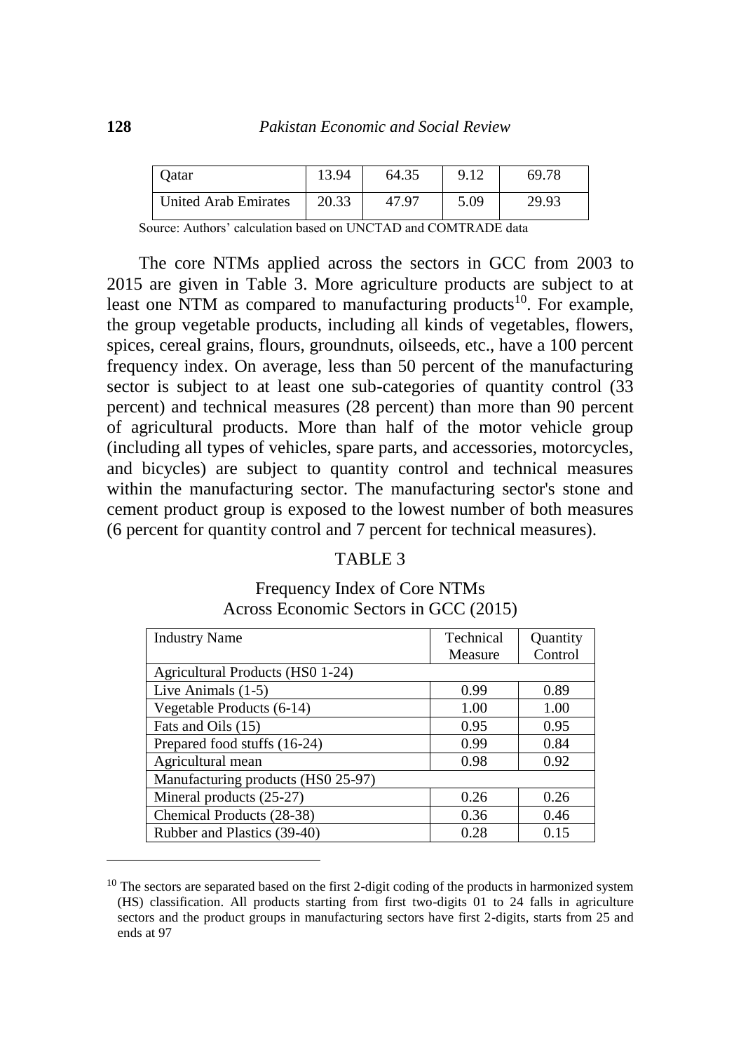| Qatar | 13.94 | 64.35 | 9.12 | 69.78 |
|---|---|---|---|---|
| United Arab Emirates | 20.33 | 47.97 | 5.09 | 29.93 |

Source: Authors' calculation based on UNCTAD and COMTRADE data

The core NTMs applied across the sectors in GCC from 2003 to 2015 are given in Table 3. More agriculture products are subject to at least one NTM as compared to manufacturing products[10]. For example, the group vegetable products, including all kinds of vegetables, flowers, spices, cereal grains, flours, groundnuts, oilseeds, etc., have a 100 percent frequency index. On average, less than 50 percent of the manufacturing sector is subject to at least one sub-categories of quantity control (33 percent) and technical measures (28 percent) than more than 90 percent of agricultural products. More than half of the motor vehicle group (including all types of vehicles, spare parts, and accessories, motorcycles, and bicycles) are subject to quantity control and technical measures within the manufacturing sector. The manufacturing sector's stone and cement product group is exposed to the lowest number of both measures (6 percent for quantity control and 7 percent for technical measures).

TABLE 3

Frequency Index of Core NTMs
Across Economic Sectors in GCC (2015)

| Industry Name | Technical Measure | Quantity Control |
|---|---|---|
| Agricultural Products (HS0 1-24) | | |
| Live Animals (1-5) | 0.99 | 0.89 |
| Vegetable Products (6-14) | 1.00 | 1.00 |
| Fats and Oils (15) | 0.95 | 0.95 |
| Prepared food stuffs (16-24) | 0.99 | 0.84 |
| Agricultural mean | 0.98 | 0.92 |
| Manufacturing products (HS0 25-97) | | |
| Mineral products (25-27) | 0.26 | 0.26 |
| Chemical Products (28-38) | 0.36 | 0.46 |
| Rubber and Plastics (39-40) | 0.28 | 0.15 |

[10] The sectors are separated based on the first 2-digit coding of the products in harmonized system (HS) classification. All products starting from first two-digits 01 to 24 falls in agriculture sectors and the product groups in manufacturing sectors have first 2-digits, starts from 25 and ends at 97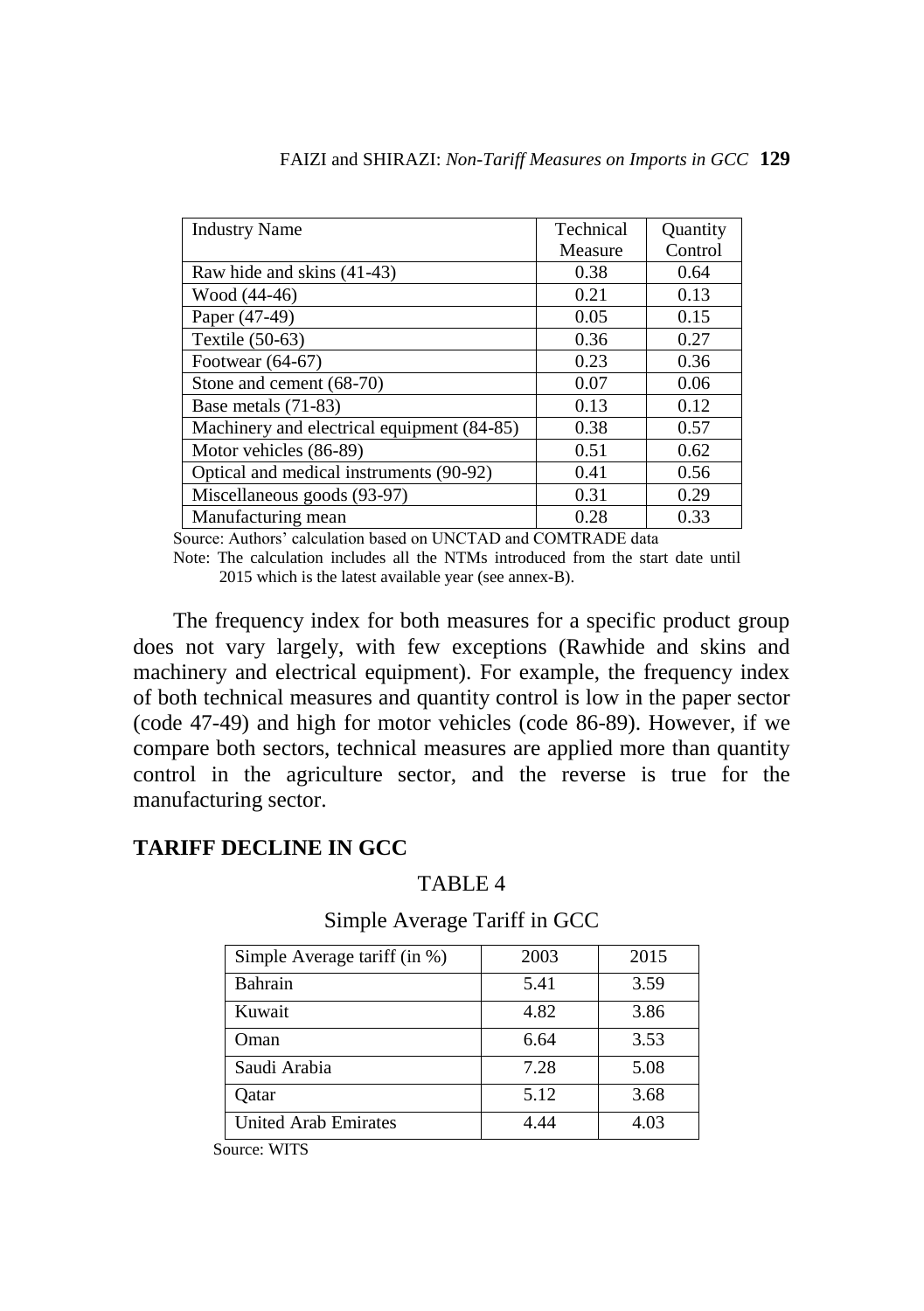| Industry Name | Technical Measure | Quantity Control |
|---|---|---|
| Raw hide and skins (41-43) | 0.38 | 0.64 |
| Wood (44-46) | 0.21 | 0.13 |
| Paper (47-49) | 0.05 | 0.15 |
| Textile (50-63) | 0.36 | 0.27 |
| Footwear (64-67) | 0.23 | 0.36 |
| Stone and cement (68-70) | 0.07 | 0.06 |
| Base metals (71-83) | 0.13 | 0.12 |
| Machinery and electrical equipment (84-85) | 0.38 | 0.57 |
| Motor vehicles (86-89) | 0.51 | 0.62 |
| Optical and medical instruments (90-92) | 0.41 | 0.56 |
| Miscellaneous goods (93-97) | 0.31 | 0.29 |
| Manufacturing mean | 0.28 | 0.33 |

Source: Authors' calculation based on UNCTAD and COMTRADE data

Note: The calculation includes all the NTMs introduced from the start date until 2015 which is the latest available year (see annex-B).

The frequency index for both measures for a specific product group does not vary largely, with few exceptions (Rawhide and skins and machinery and electrical equipment). For example, the frequency index of both technical measures and quantity control is low in the paper sector (code 47-49) and high for motor vehicles (code 86-89). However, if we compare both sectors, technical measures are applied more than quantity control in the agriculture sector, and the reverse is true for the manufacturing sector.

## TARIFF DECLINE IN GCC

TABLE 4

Simple Average Tariff in GCC

| Simple Average tariff (in %) | 2003 | 2015 |
|---|---|---|
| Bahrain | 5.41 | 3.59 |
| Kuwait | 4.82 | 3.86 |
| Oman | 6.64 | 3.53 |
| Saudi Arabia | 7.28 | 5.08 |
| Qatar | 5.12 | 3.68 |
| United Arab Emirates | 4.44 | 4.03 |

Source: WITS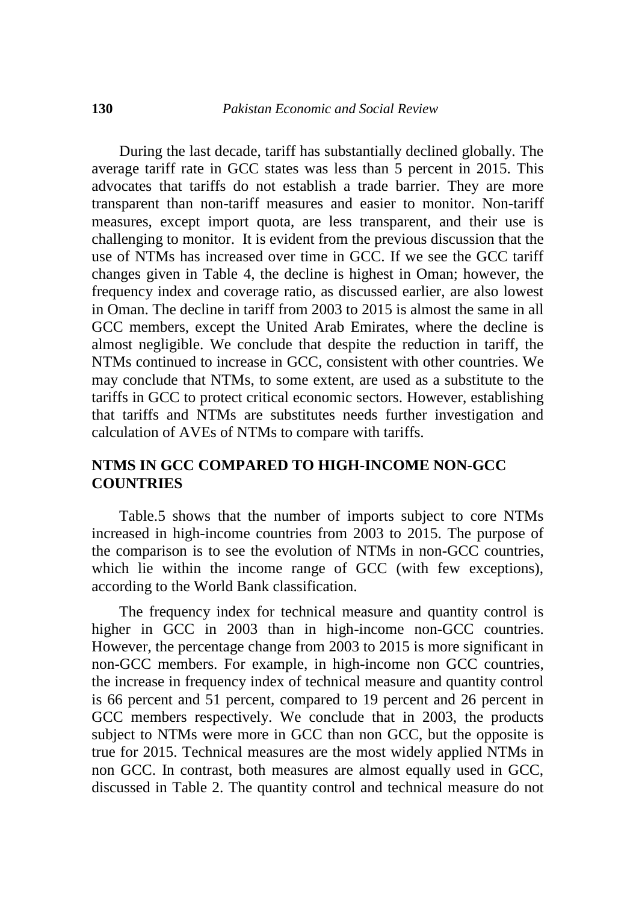During the last decade, tariff has substantially declined globally. The average tariff rate in GCC states was less than 5 percent in 2015. This advocates that tariffs do not establish a trade barrier. They are more transparent than non-tariff measures and easier to monitor. Non-tariff measures, except import quota, are less transparent, and their use is challenging to monitor. It is evident from the previous discussion that the use of NTMs has increased over time in GCC. If we see the GCC tariff changes given in Table 4, the decline is highest in Oman; however, the frequency index and coverage ratio, as discussed earlier, are also lowest in Oman. The decline in tariff from 2003 to 2015 is almost the same in all GCC members, except the United Arab Emirates, where the decline is almost negligible. We conclude that despite the reduction in tariff, the NTMs continued to increase in GCC, consistent with other countries. We may conclude that NTMs, to some extent, are used as a substitute to the tariffs in GCC to protect critical economic sectors. However, establishing that tariffs and NTMs are substitutes needs further investigation and calculation of AVEs of NTMs to compare with tariffs.

## NTMS IN GCC COMPARED TO HIGH-INCOME NON-GCC COUNTRIES

Table.5 shows that the number of imports subject to core NTMs increased in high-income countries from 2003 to 2015. The purpose of the comparison is to see the evolution of NTMs in non-GCC countries, which lie within the income range of GCC (with few exceptions), according to the World Bank classification.

The frequency index for technical measure and quantity control is higher in GCC in 2003 than in high-income non-GCC countries. However, the percentage change from 2003 to 2015 is more significant in non-GCC members. For example, in high-income non GCC countries, the increase in frequency index of technical measure and quantity control is 66 percent and 51 percent, compared to 19 percent and 26 percent in GCC members respectively. We conclude that in 2003, the products subject to NTMs were more in GCC than non GCC, but the opposite is true for 2015. Technical measures are the most widely applied NTMs in non GCC. In contrast, both measures are almost equally used in GCC, discussed in Table 2. The quantity control and technical measure do not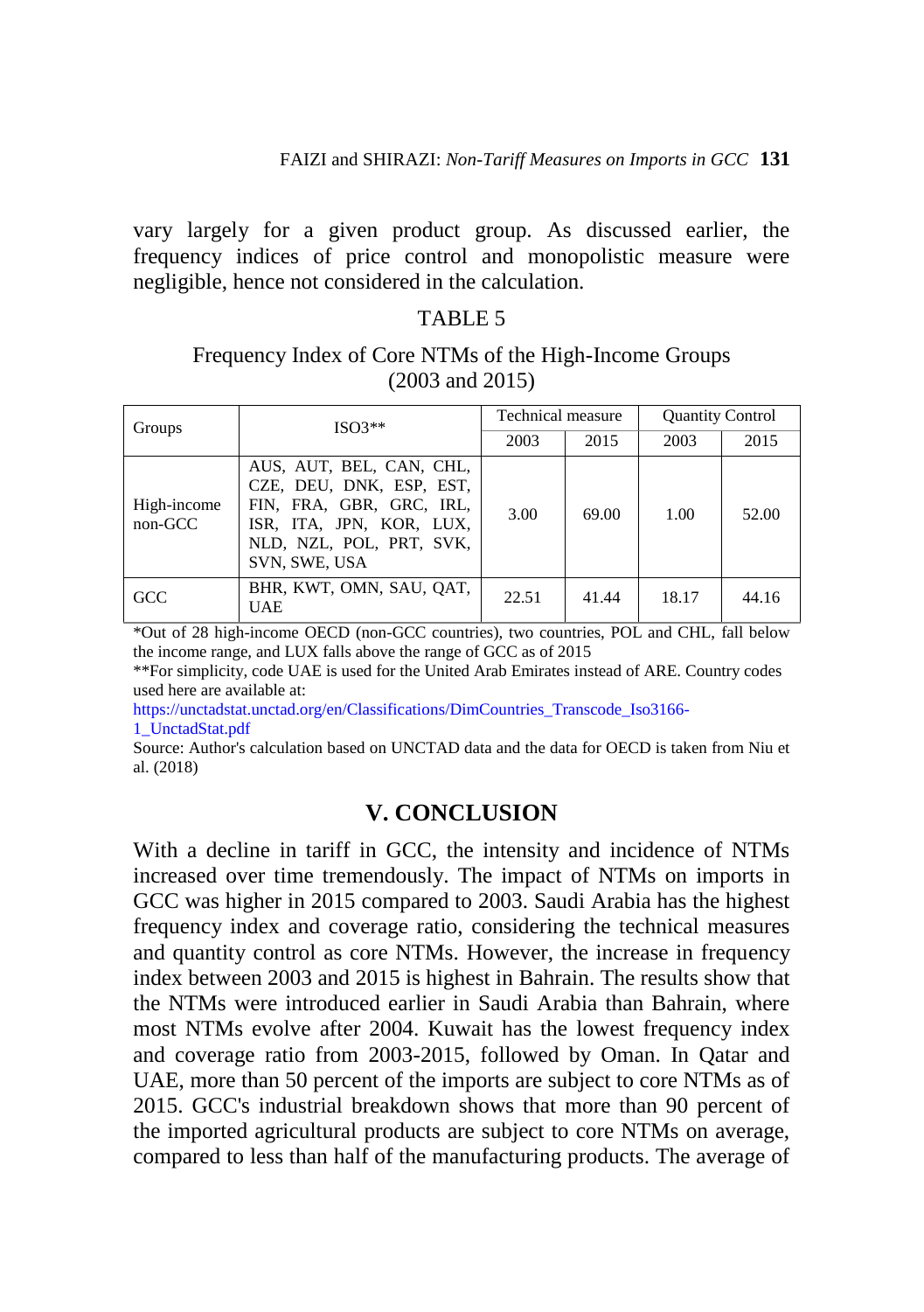vary largely for a given product group. As discussed earlier, the frequency indices of price control and monopolistic measure were negligible, hence not considered in the calculation.

TABLE 5

Frequency Index of Core NTMs of the High-Income Groups (2003 and 2015)

| Groups | ISO3** | Technical measure | | Quantity Control | |
|---|---|---|---|---|---|
| | | 2003 | 2015 | 2003 | 2015 |
| High-income non-GCC | AUS, AUT, BEL, CAN, CHL, CZE, DEU, DNK, ESP, EST, FIN, FRA, GBR, GRC, IRL, ISR, ITA, JPN, KOR, LUX, NLD, NZL, POL, PRT, SVK, SVN, SWE, USA | 3.00 | 69.00 | 1.00 | 52.00 |
| GCC | BHR, KWT, OMN, SAU, QAT, UAE | 22.51 | 41.44 | 18.17 | 44.16 |

*Out of 28 high-income OECD (non-GCC countries), two countries, POL and CHL, fall below the income range, and LUX falls above the range of GCC as of 2015

**For simplicity, code UAE is used for the United Arab Emirates instead of ARE. Country codes used here are available at:
https://unctadstat.unctad.org/en/Classifications/DimCountries_Transcode_Iso3166-1_UnctadStat.pdf

Source: Author's calculation based on UNCTAD data and the data for OECD is taken from Niu et al. (2018)

## V. CONCLUSION

With a decline in tariff in GCC, the intensity and incidence of NTMs increased over time tremendously. The impact of NTMs on imports in GCC was higher in 2015 compared to 2003. Saudi Arabia has the highest frequency index and coverage ratio, considering the technical measures and quantity control as core NTMs. However, the increase in frequency index between 2003 and 2015 is highest in Bahrain. The results show that the NTMs were introduced earlier in Saudi Arabia than Bahrain, where most NTMs evolve after 2004. Kuwait has the lowest frequency index and coverage ratio from 2003-2015, followed by Oman. In Qatar and UAE, more than 50 percent of the imports are subject to core NTMs as of 2015. GCC's industrial breakdown shows that more than 90 percent of the imported agricultural products are subject to core NTMs on average, compared to less than half of the manufacturing products. The average of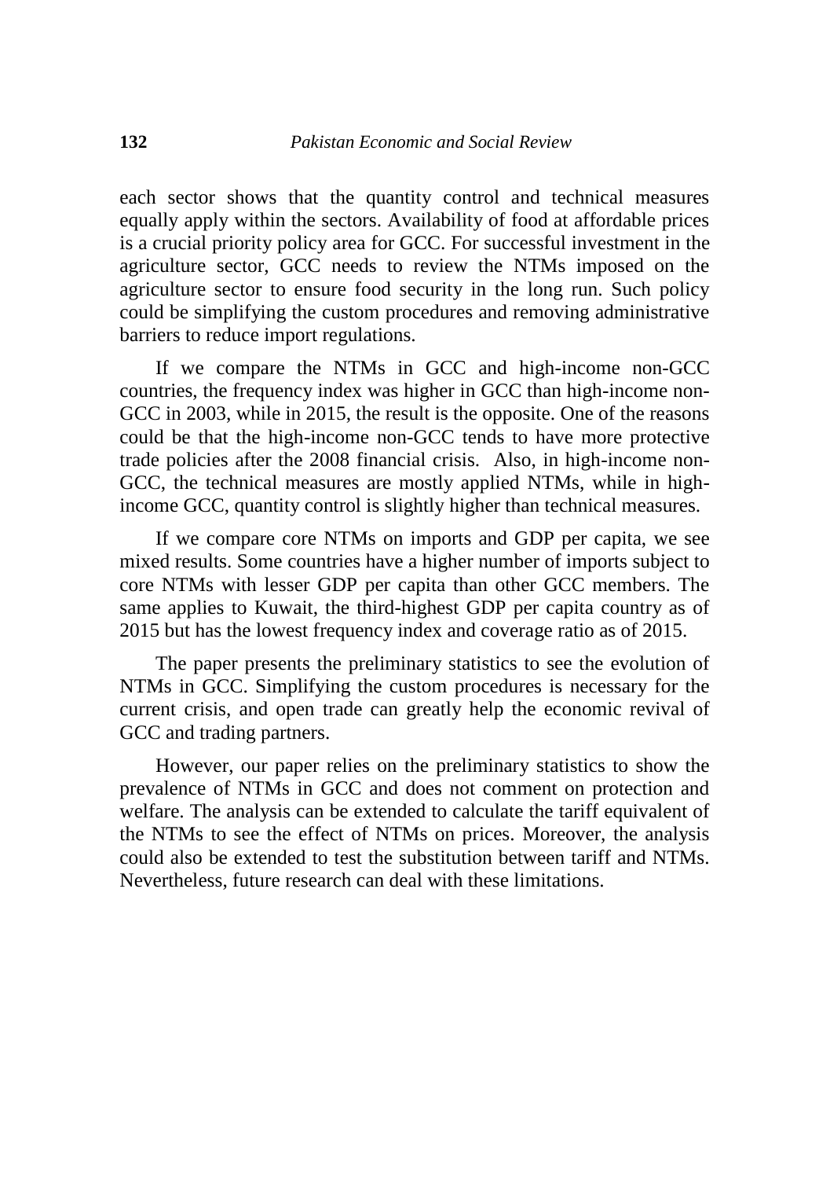each sector shows that the quantity control and technical measures equally apply within the sectors. Availability of food at affordable prices is a crucial priority policy area for GCC. For successful investment in the agriculture sector, GCC needs to review the NTMs imposed on the agriculture sector to ensure food security in the long run. Such policy could be simplifying the custom procedures and removing administrative barriers to reduce import regulations.

If we compare the NTMs in GCC and high-income non-GCC countries, the frequency index was higher in GCC than high-income non-GCC in 2003, while in 2015, the result is the opposite. One of the reasons could be that the high-income non-GCC tends to have more protective trade policies after the 2008 financial crisis. Also, in high-income non-GCC, the technical measures are mostly applied NTMs, while in high-income GCC, quantity control is slightly higher than technical measures.

If we compare core NTMs on imports and GDP per capita, we see mixed results. Some countries have a higher number of imports subject to core NTMs with lesser GDP per capita than other GCC members. The same applies to Kuwait, the third-highest GDP per capita country as of 2015 but has the lowest frequency index and coverage ratio as of 2015.

The paper presents the preliminary statistics to see the evolution of NTMs in GCC. Simplifying the custom procedures is necessary for the current crisis, and open trade can greatly help the economic revival of GCC and trading partners.

However, our paper relies on the preliminary statistics to show the prevalence of NTMs in GCC and does not comment on protection and welfare. The analysis can be extended to calculate the tariff equivalent of the NTMs to see the effect of NTMs on prices. Moreover, the analysis could also be extended to test the substitution between tariff and NTMs. Nevertheless, future research can deal with these limitations.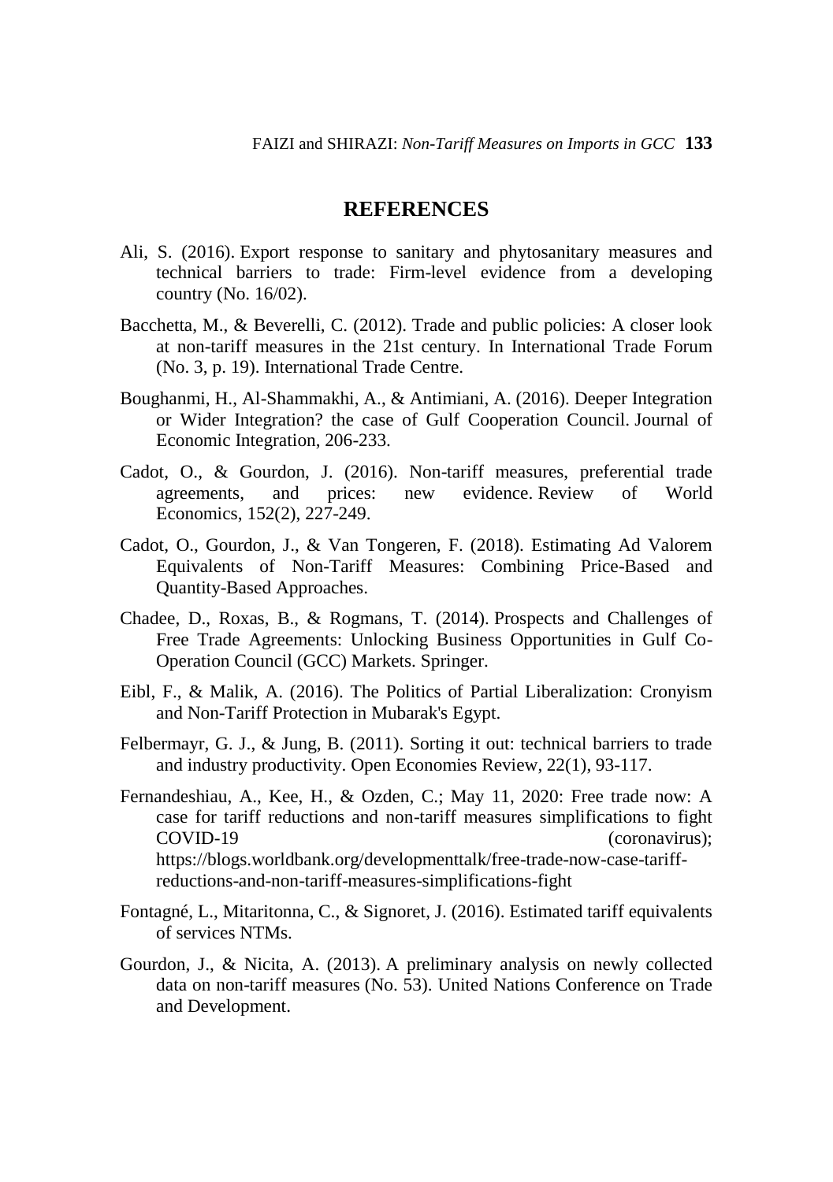## REFERENCES

Ali, S. (2016). Export response to sanitary and phytosanitary measures and technical barriers to trade: Firm-level evidence from a developing country (No. 16/02).

Bacchetta, M., & Beverelli, C. (2012). Trade and public policies: A closer look at non-tariff measures in the 21st century. In International Trade Forum (No. 3, p. 19). International Trade Centre.

Boughanmi, H., Al-Shammakhi, A., & Antimiani, A. (2016). Deeper Integration or Wider Integration? the case of Gulf Cooperation Council. Journal of Economic Integration, 206-233.

Cadot, O., & Gourdon, J. (2016). Non-tariff measures, preferential trade agreements, and prices: new evidence. Review of World Economics, 152(2), 227-249.

Cadot, O., Gourdon, J., & Van Tongeren, F. (2018). Estimating Ad Valorem Equivalents of Non-Tariff Measures: Combining Price-Based and Quantity-Based Approaches.

Chadee, D., Roxas, B., & Rogmans, T. (2014). Prospects and Challenges of Free Trade Agreements: Unlocking Business Opportunities in Gulf Co-Operation Council (GCC) Markets. Springer.

Eibl, F., & Malik, A. (2016). The Politics of Partial Liberalization: Cronyism and Non-Tariff Protection in Mubarak's Egypt.

Felbermayr, G. J., & Jung, B. (2011). Sorting it out: technical barriers to trade and industry productivity. Open Economies Review, 22(1), 93-117.

Fernandeshiau, A., Kee, H., & Ozden, C.; May 11, 2020: Free trade now: A case for tariff reductions and non-tariff measures simplifications to fight COVID-19 (coronavirus); https://blogs.worldbank.org/developmenttalk/free-trade-now-case-tariff-reductions-and-non-tariff-measures-simplifications-fight

Fontagné, L., Mitaritonna, C., & Signoret, J. (2016). Estimated tariff equivalents of services NTMs.

Gourdon, J., & Nicita, A. (2013). A preliminary analysis on newly collected data on non-tariff measures (No. 53). United Nations Conference on Trade and Development.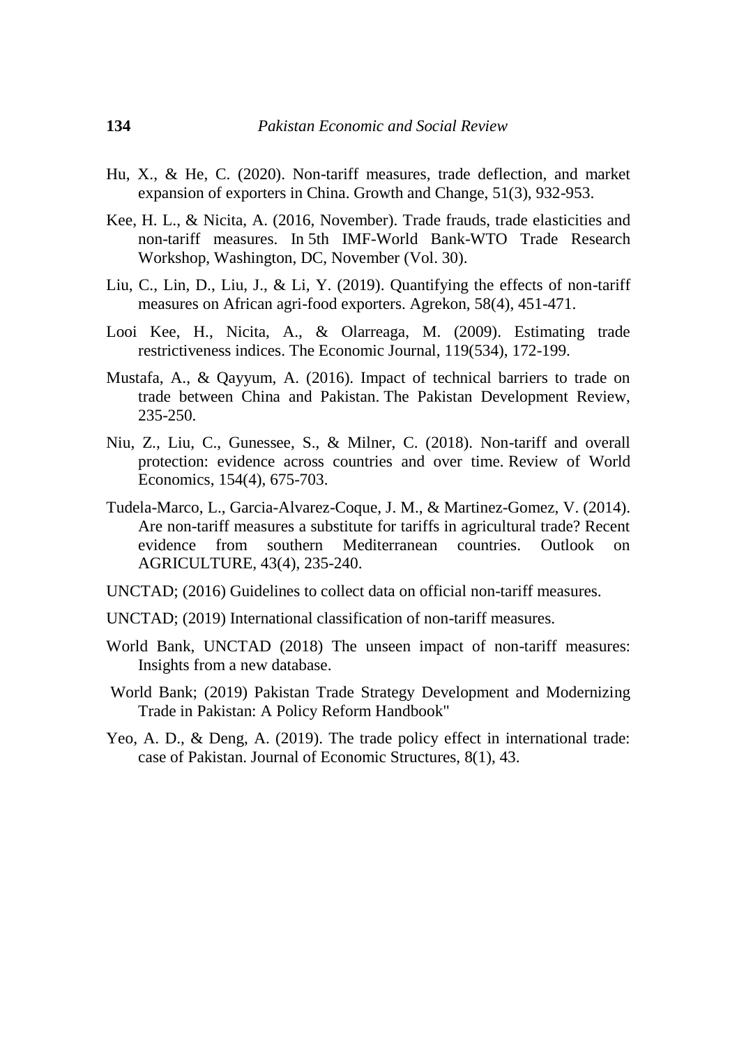Hu, X., & He, C. (2020). Non-tariff measures, trade deflection, and market expansion of exporters in China. Growth and Change, 51(3), 932-953.

Kee, H. L., & Nicita, A. (2016, November). Trade frauds, trade elasticities and non-tariff measures. In 5th IMF-World Bank-WTO Trade Research Workshop, Washington, DC, November (Vol. 30).

Liu, C., Lin, D., Liu, J., & Li, Y. (2019). Quantifying the effects of non-tariff measures on African agri-food exporters. Agrekon, 58(4), 451-471.

Looi Kee, H., Nicita, A., & Olarreaga, M. (2009). Estimating trade restrictiveness indices. The Economic Journal, 119(534), 172-199.

Mustafa, A., & Qayyum, A. (2016). Impact of technical barriers to trade on trade between China and Pakistan. The Pakistan Development Review, 235-250.

Niu, Z., Liu, C., Gunessee, S., & Milner, C. (2018). Non-tariff and overall protection: evidence across countries and over time. Review of World Economics, 154(4), 675-703.

Tudela-Marco, L., Garcia-Alvarez-Coque, J. M., & Martinez-Gomez, V. (2014). Are non-tariff measures a substitute for tariffs in agricultural trade? Recent evidence from southern Mediterranean countries. Outlook on AGRICULTURE, 43(4), 235-240.

UNCTAD; (2016) Guidelines to collect data on official non-tariff measures.

UNCTAD; (2019) International classification of non-tariff measures.

World Bank, UNCTAD (2018) The unseen impact of non-tariff measures: Insights from a new database.

World Bank; (2019) Pakistan Trade Strategy Development and Modernizing Trade in Pakistan: A Policy Reform Handbook"

Yeo, A. D., & Deng, A. (2019). The trade policy effect in international trade: case of Pakistan. Journal of Economic Structures, 8(1), 43.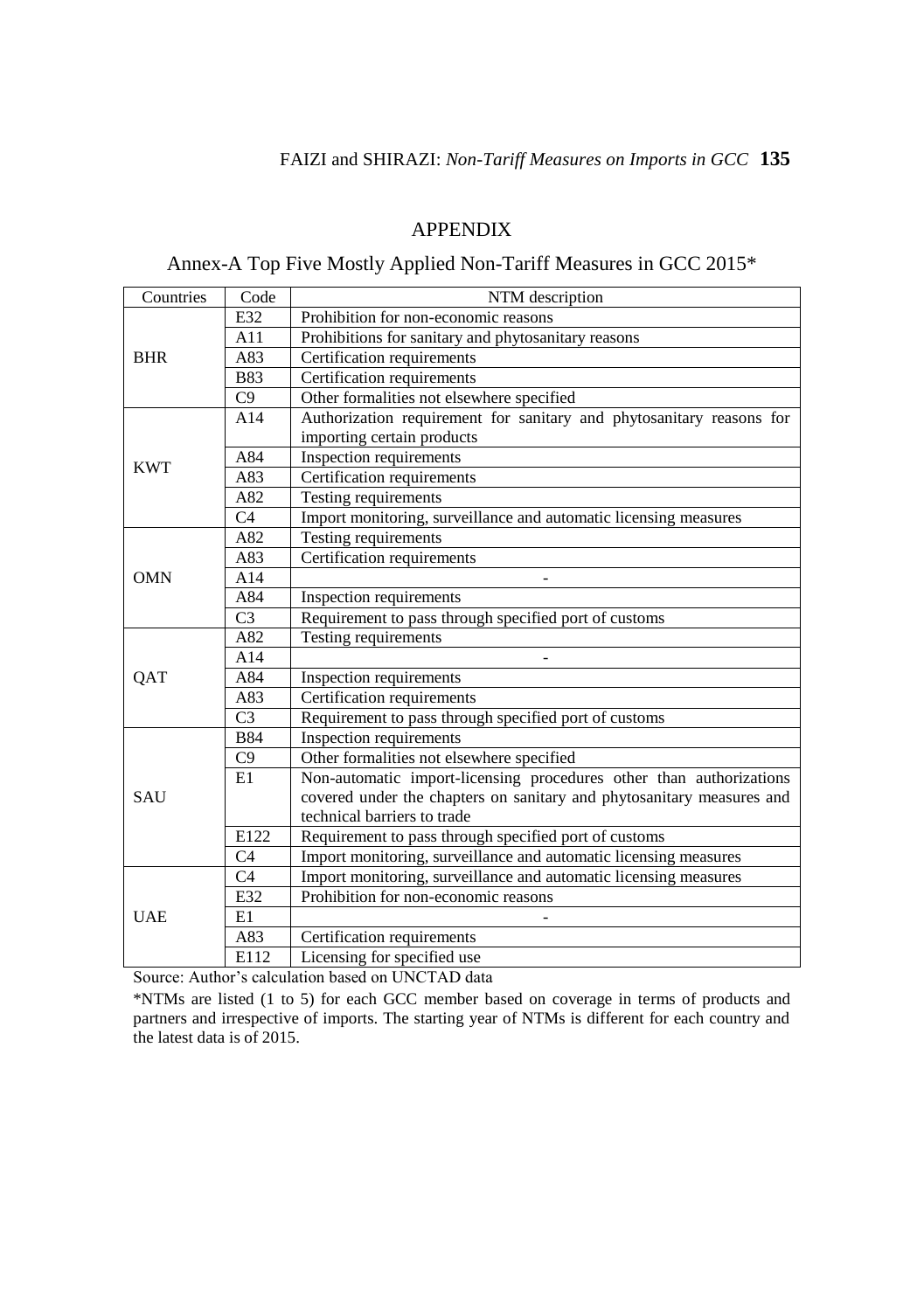## APPENDIX

### Annex-A Top Five Mostly Applied Non-Tariff Measures in GCC 2015*

| Countries | Code | NTM description |
|---|---|---|
| BHR | E32 | Prohibition for non-economic reasons |
| | A11 | Prohibitions for sanitary and phytosanitary reasons |
| | A83 | Certification requirements |
| | B83 | Certification requirements |
| | C9 | Other formalities not elsewhere specified |
| KWT | A14 | Authorization requirement for sanitary and phytosanitary reasons for importing certain products |
| | A84 | Inspection requirements |
| | A83 | Certification requirements |
| | A82 | Testing requirements |
| | C4 | Import monitoring, surveillance and automatic licensing measures |
| OMN | A82 | Testing requirements |
| | A83 | Certification requirements |
| | A14 | - |
| | A84 | Inspection requirements |
| | C3 | Requirement to pass through specified port of customs |
| QAT | A82 | Testing requirements |
| | A14 | - |
| | A84 | Inspection requirements |
| | A83 | Certification requirements |
| | C3 | Requirement to pass through specified port of customs |
| SAU | B84 | Inspection requirements |
| | C9 | Other formalities not elsewhere specified |
| | E1 | Non-automatic import-licensing procedures other than authorizations covered under the chapters on sanitary and phytosanitary measures and technical barriers to trade |
| | E122 | Requirement to pass through specified port of customs |
| | C4 | Import monitoring, surveillance and automatic licensing measures |
| UAE | C4 | Import monitoring, surveillance and automatic licensing measures |
| | E32 | Prohibition for non-economic reasons |
| | E1 | - |
| | A83 | Certification requirements |
| | E112 | Licensing for specified use |

Source: Author's calculation based on UNCTAD data

*NTMs are listed (1 to 5) for each GCC member based on coverage in terms of products and partners and irrespective of imports. The starting year of NTMs is different for each country and the latest data is of 2015.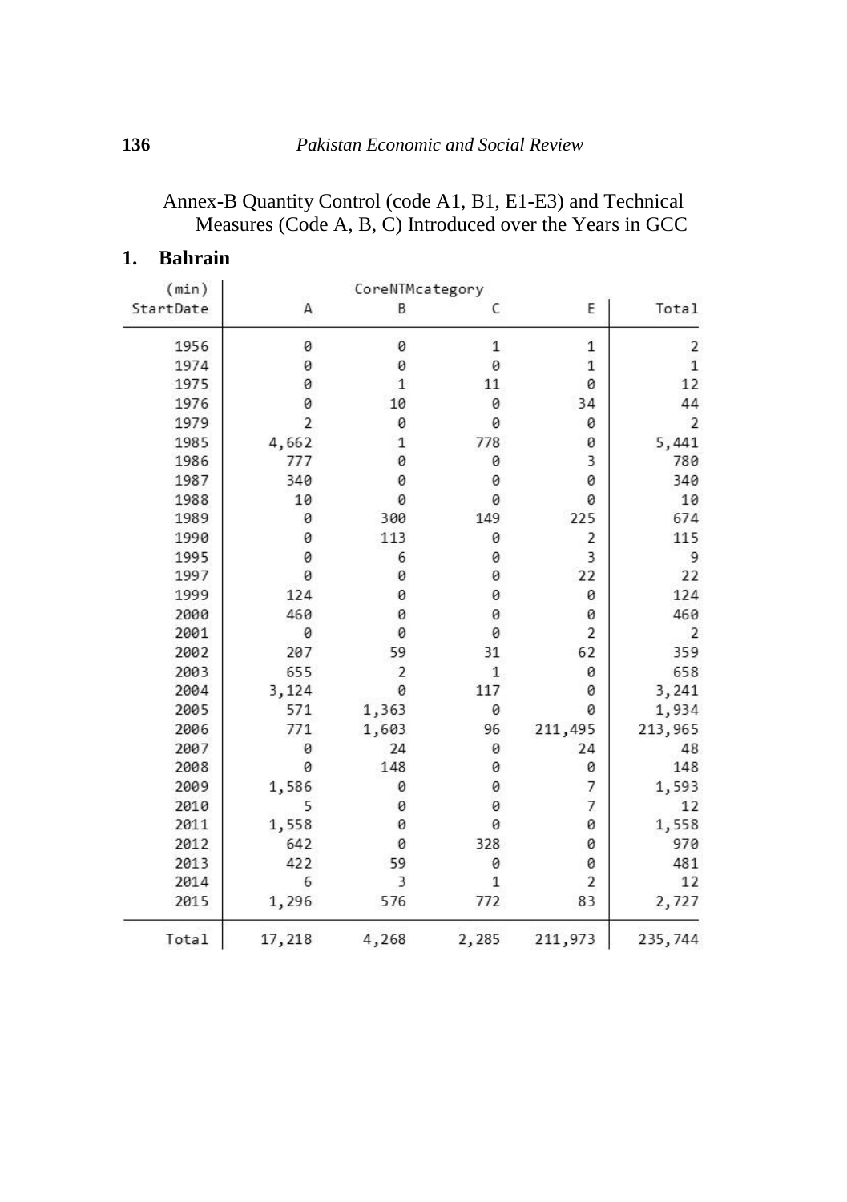Annex-B Quantity Control (code A1, B1, E1-E3) and Technical Measures (Code A, B, C) Introduced over the Years in GCC

## 1. Bahrain

| (min) | CoreNTMcategory | | | | |
|---|---|---|---|---|---|
| StartDate | A | B | C | E | Total |
| 1956 | 0 | 0 | 1 | 1 | 2 |
| 1974 | 0 | 0 | 0 | 1 | 1 |
| 1975 | 0 | 1 | 11 | 0 | 12 |
| 1976 | 0 | 10 | 0 | 34 | 44 |
| 1979 | 2 | 0 | 0 | 0 | 2 |
| 1985 | 4,662 | 1 | 778 | 0 | 5,441 |
| 1986 | 777 | 0 | 0 | 3 | 780 |
| 1987 | 340 | 0 | 0 | 0 | 340 |
| 1988 | 10 | 0 | 0 | 0 | 10 |
| 1989 | 0 | 300 | 149 | 225 | 674 |
| 1990 | 0 | 113 | 0 | 2 | 115 |
| 1995 | 0 | 6 | 0 | 3 | 9 |
| 1997 | 0 | 0 | 0 | 22 | 22 |
| 1999 | 124 | 0 | 0 | 0 | 124 |
| 2000 | 460 | 0 | 0 | 0 | 460 |
| 2001 | 0 | 0 | 0 | 2 | 2 |
| 2002 | 207 | 59 | 31 | 62 | 359 |
| 2003 | 655 | 2 | 1 | 0 | 658 |
| 2004 | 3,124 | 0 | 117 | 0 | 3,241 |
| 2005 | 571 | 1,363 | 0 | 0 | 1,934 |
| 2006 | 771 | 1,603 | 96 | 211,495 | 213,965 |
| 2007 | 0 | 24 | 0 | 24 | 48 |
| 2008 | 0 | 148 | 0 | 0 | 148 |
| 2009 | 1,586 | 0 | 0 | 7 | 1,593 |
| 2010 | 5 | 0 | 0 | 7 | 12 |
| 2011 | 1,558 | 0 | 0 | 0 | 1,558 |
| 2012 | 642 | 0 | 328 | 0 | 970 |
| 2013 | 422 | 59 | 0 | 0 | 481 |
| 2014 | 6 | 3 | 1 | 2 | 12 |
| 2015 | 1,296 | 576 | 772 | 83 | 2,727 |
| Total | 17,218 | 4,268 | 2,285 | 211,973 | 235,744 |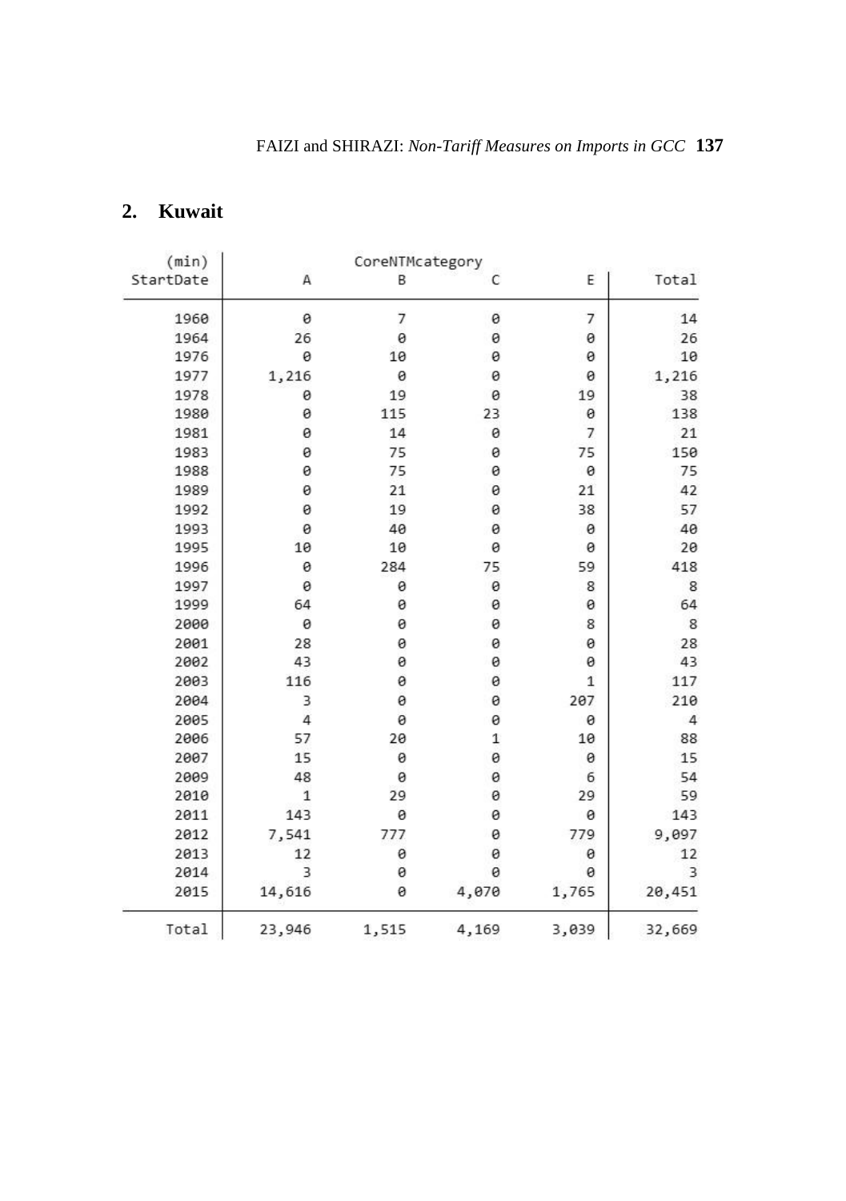## 2. Kuwait

| (min) StartDate | CoreNTMcategory A | B | C | E | Total |
|---|---|---|---|---|---|
| 1960 | 0 | 7 | 0 | 7 | 14 |
| 1964 | 26 | 0 | 0 | 0 | 26 |
| 1976 | 0 | 10 | 0 | 0 | 10 |
| 1977 | 1,216 | 0 | 0 | 0 | 1,216 |
| 1978 | 0 | 19 | 0 | 19 | 38 |
| 1980 | 0 | 115 | 23 | 0 | 138 |
| 1981 | 0 | 14 | 0 | 7 | 21 |
| 1983 | 0 | 75 | 0 | 75 | 150 |
| 1988 | 0 | 75 | 0 | 0 | 75 |
| 1989 | 0 | 21 | 0 | 21 | 42 |
| 1992 | 0 | 19 | 0 | 38 | 57 |
| 1993 | 0 | 40 | 0 | 0 | 40 |
| 1995 | 10 | 10 | 0 | 0 | 20 |
| 1996 | 0 | 284 | 75 | 59 | 418 |
| 1997 | 0 | 0 | 0 | 8 | 8 |
| 1999 | 64 | 0 | 0 | 0 | 64 |
| 2000 | 0 | 0 | 0 | 8 | 8 |
| 2001 | 28 | 0 | 0 | 0 | 28 |
| 2002 | 43 | 0 | 0 | 0 | 43 |
| 2003 | 116 | 0 | 0 | 1 | 117 |
| 2004 | 3 | 0 | 0 | 207 | 210 |
| 2005 | 4 | 0 | 0 | 0 | 4 |
| 2006 | 57 | 20 | 1 | 10 | 88 |
| 2007 | 15 | 0 | 0 | 0 | 15 |
| 2009 | 48 | 0 | 0 | 6 | 54 |
| 2010 | 1 | 29 | 0 | 29 | 59 |
| 2011 | 143 | 0 | 0 | 0 | 143 |
| 2012 | 7,541 | 777 | 0 | 779 | 9,097 |
| 2013 | 12 | 0 | 0 | 0 | 12 |
| 2014 | 3 | 0 | 0 | 0 | 3 |
| 2015 | 14,616 | 0 | 4,070 | 1,765 | 20,451 |
| Total | 23,946 | 1,515 | 4,169 | 3,039 | 32,669 |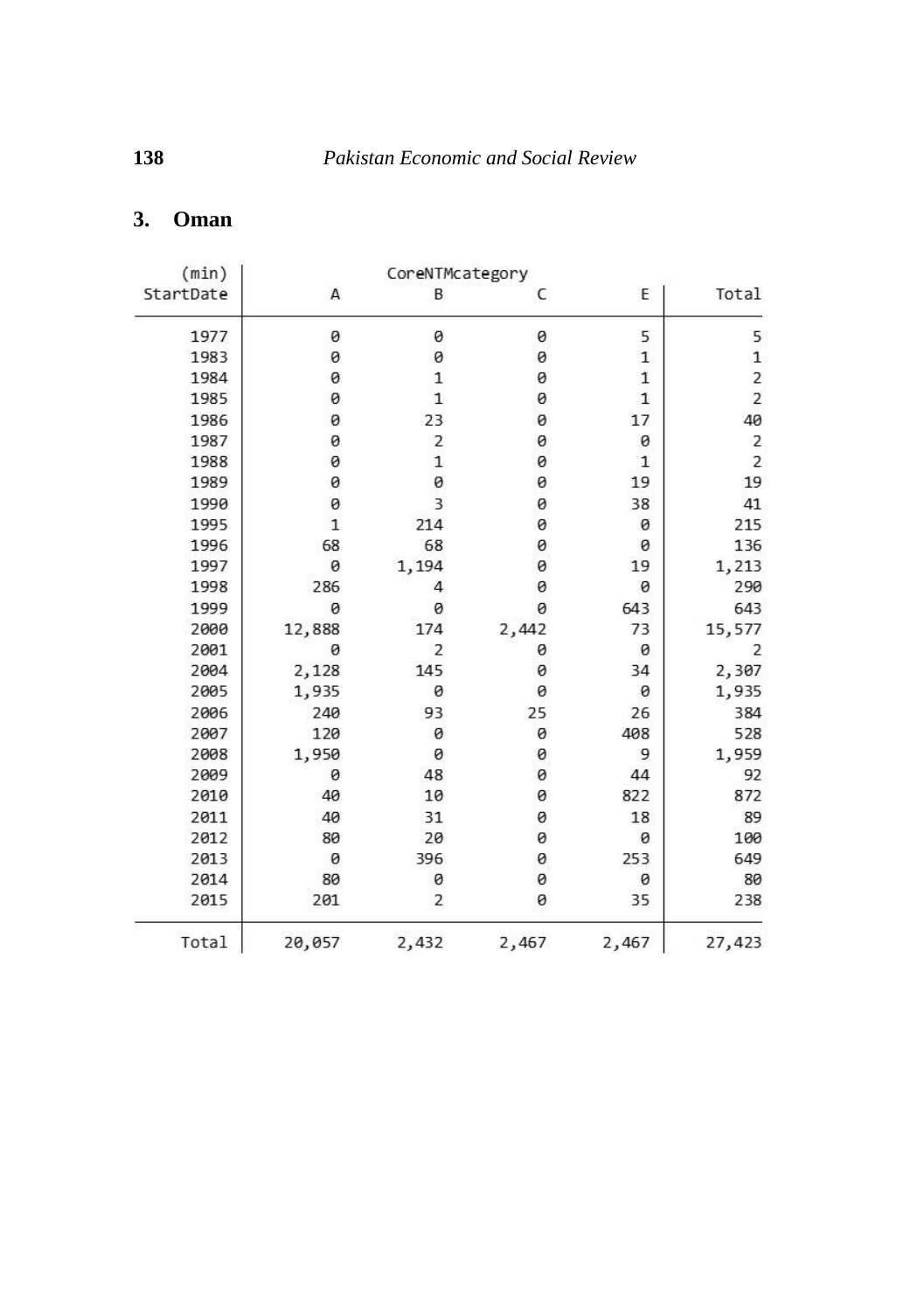## 3. Oman

| (min) StartDate | CoreNTMcategory A | B | C | E | Total |
|---|---|---|---|---|---|
| 1977 | 0 | 0 | 0 | 5 | 5 |
| 1983 | 0 | 0 | 0 | 1 | 1 |
| 1984 | 0 | 1 | 0 | 1 | 2 |
| 1985 | 0 | 1 | 0 | 1 | 2 |
| 1986 | 0 | 23 | 0 | 17 | 40 |
| 1987 | 0 | 2 | 0 | 0 | 2 |
| 1988 | 0 | 1 | 0 | 1 | 2 |
| 1989 | 0 | 0 | 0 | 19 | 19 |
| 1990 | 0 | 3 | 0 | 38 | 41 |
| 1995 | 1 | 214 | 0 | 0 | 215 |
| 1996 | 68 | 68 | 0 | 0 | 136 |
| 1997 | 0 | 1,194 | 0 | 19 | 1,213 |
| 1998 | 286 | 4 | 0 | 0 | 290 |
| 1999 | 0 | 0 | 0 | 643 | 643 |
| 2000 | 12,888 | 174 | 2,442 | 73 | 15,577 |
| 2001 | 0 | 2 | 0 | 0 | 2 |
| 2004 | 2,128 | 145 | 0 | 34 | 2,307 |
| 2005 | 1,935 | 0 | 0 | 0 | 1,935 |
| 2006 | 240 | 93 | 25 | 26 | 384 |
| 2007 | 120 | 0 | 0 | 408 | 528 |
| 2008 | 1,950 | 0 | 0 | 9 | 1,959 |
| 2009 | 0 | 48 | 0 | 44 | 92 |
| 2010 | 40 | 10 | 0 | 822 | 872 |
| 2011 | 40 | 31 | 0 | 18 | 89 |
| 2012 | 80 | 20 | 0 | 0 | 100 |
| 2013 | 0 | 396 | 0 | 253 | 649 |
| 2014 | 80 | 0 | 0 | 0 | 80 |
| 2015 | 201 | 2 | 0 | 35 | 238 |
| Total | 20,057 | 2,432 | 2,467 | 2,467 | 27,423 |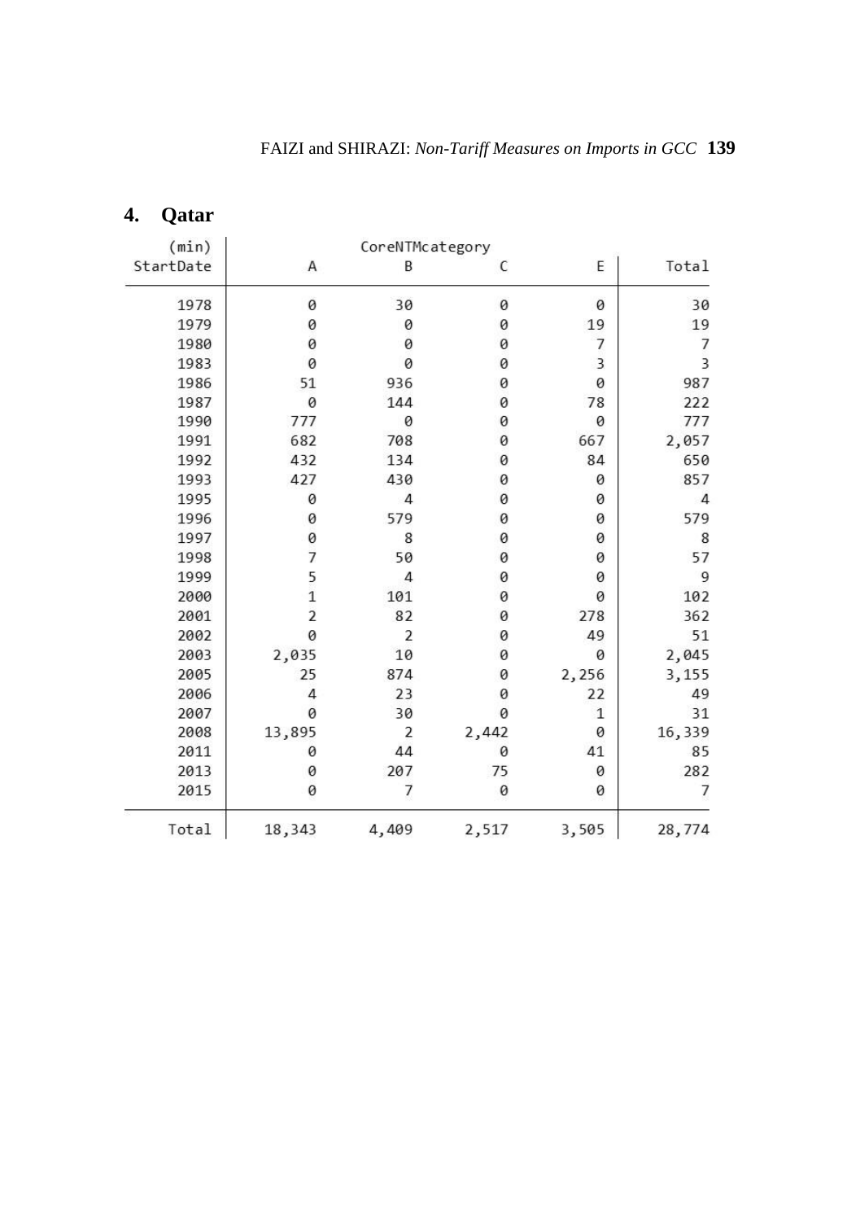## 4. Qatar

| (min) StartDate | CoreNTMcategory A | B | C | E | Total |
|---|---|---|---|---|---|
| 1978 | 0 | 30 | 0 | 0 | 30 |
| 1979 | 0 | 0 | 0 | 19 | 19 |
| 1980 | 0 | 0 | 0 | 7 | 7 |
| 1983 | 0 | 0 | 0 | 3 | 3 |
| 1986 | 51 | 936 | 0 | 0 | 987 |
| 1987 | 0 | 144 | 0 | 78 | 222 |
| 1990 | 777 | 0 | 0 | 0 | 777 |
| 1991 | 682 | 708 | 0 | 667 | 2,057 |
| 1992 | 432 | 134 | 0 | 84 | 650 |
| 1993 | 427 | 430 | 0 | 0 | 857 |
| 1995 | 0 | 4 | 0 | 0 | 4 |
| 1996 | 0 | 579 | 0 | 0 | 579 |
| 1997 | 0 | 8 | 0 | 0 | 8 |
| 1998 | 7 | 50 | 0 | 0 | 57 |
| 1999 | 5 | 4 | 0 | 0 | 9 |
| 2000 | 1 | 101 | 0 | 0 | 102 |
| 2001 | 2 | 82 | 0 | 278 | 362 |
| 2002 | 0 | 2 | 0 | 49 | 51 |
| 2003 | 2,035 | 10 | 0 | 0 | 2,045 |
| 2005 | 25 | 874 | 0 | 2,256 | 3,155 |
| 2006 | 4 | 23 | 0 | 22 | 49 |
| 2007 | 0 | 30 | 0 | 1 | 31 |
| 2008 | 13,895 | 2 | 2,442 | 0 | 16,339 |
| 2011 | 0 | 44 | 0 | 41 | 85 |
| 2013 | 0 | 207 | 75 | 0 | 282 |
| 2015 | 0 | 7 | 0 | 0 | 7 |
| Total | 18,343 | 4,409 | 2,517 | 3,505 | 28,774 |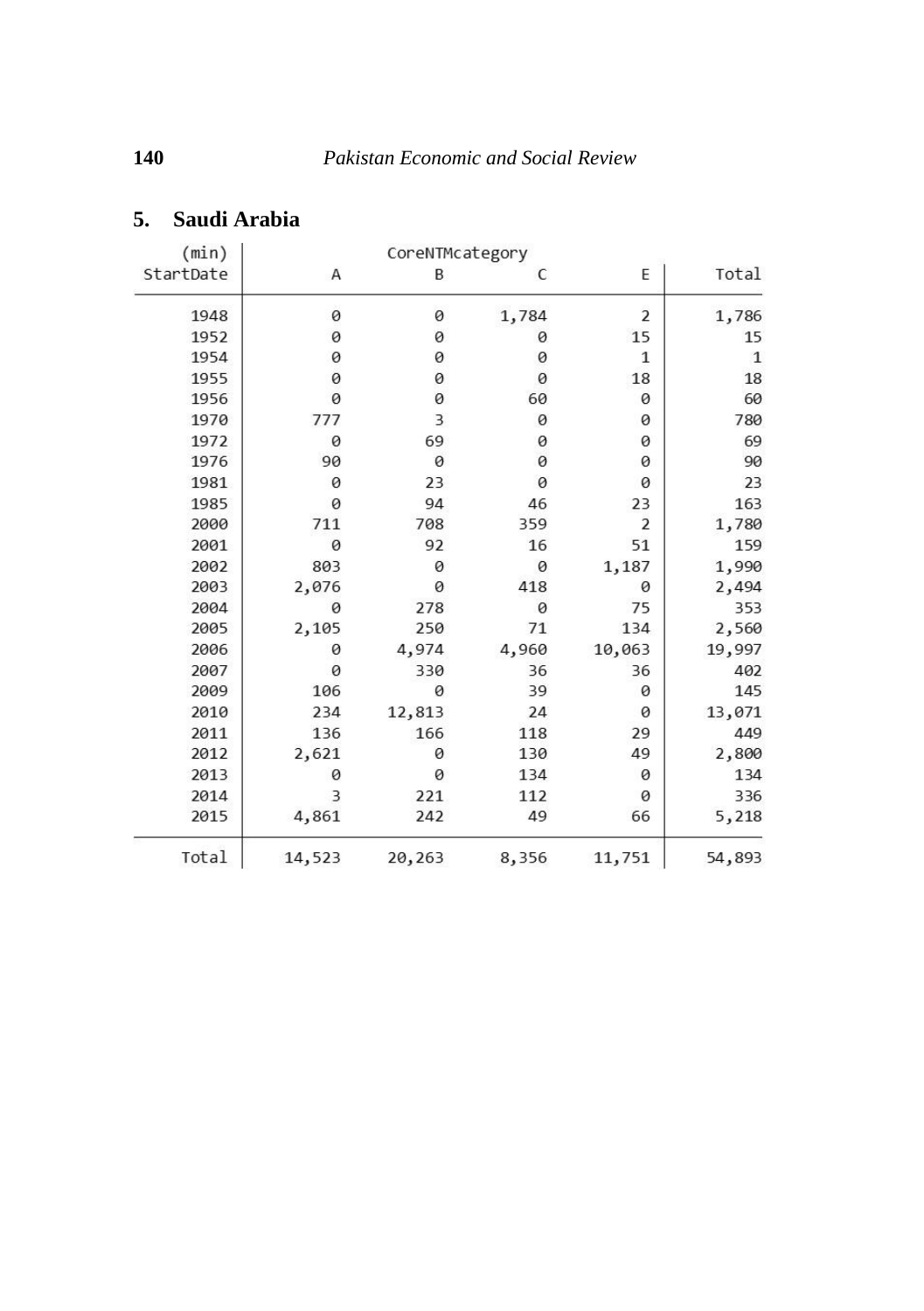## 5. Saudi Arabia

| (min) StartDate | CoreNTMcategory A | B | C | E | Total |
|---|---|---|---|---|---|
| 1948 | 0 | 0 | 1,784 | 2 | 1,786 |
| 1952 | 0 | 0 | 0 | 15 | 15 |
| 1954 | 0 | 0 | 0 | 1 | 1 |
| 1955 | 0 | 0 | 0 | 18 | 18 |
| 1956 | 0 | 0 | 60 | 0 | 60 |
| 1970 | 777 | 3 | 0 | 0 | 780 |
| 1972 | 0 | 69 | 0 | 0 | 69 |
| 1976 | 90 | 0 | 0 | 0 | 90 |
| 1981 | 0 | 23 | 0 | 0 | 23 |
| 1985 | 0 | 94 | 46 | 23 | 163 |
| 2000 | 711 | 708 | 359 | 2 | 1,780 |
| 2001 | 0 | 92 | 16 | 51 | 159 |
| 2002 | 803 | 0 | 0 | 1,187 | 1,990 |
| 2003 | 2,076 | 0 | 418 | 0 | 2,494 |
| 2004 | 0 | 278 | 0 | 75 | 353 |
| 2005 | 2,105 | 250 | 71 | 134 | 2,560 |
| 2006 | 0 | 4,974 | 4,960 | 10,063 | 19,997 |
| 2007 | 0 | 330 | 36 | 36 | 402 |
| 2009 | 106 | 0 | 39 | 0 | 145 |
| 2010 | 234 | 12,813 | 24 | 0 | 13,071 |
| 2011 | 136 | 166 | 118 | 29 | 449 |
| 2012 | 2,621 | 0 | 130 | 49 | 2,800 |
| 2013 | 0 | 0 | 134 | 0 | 134 |
| 2014 | 3 | 221 | 112 | 0 | 336 |
| 2015 | 4,861 | 242 | 49 | 66 | 5,218 |
| Total | 14,523 | 20,263 | 8,356 | 11,751 | 54,893 |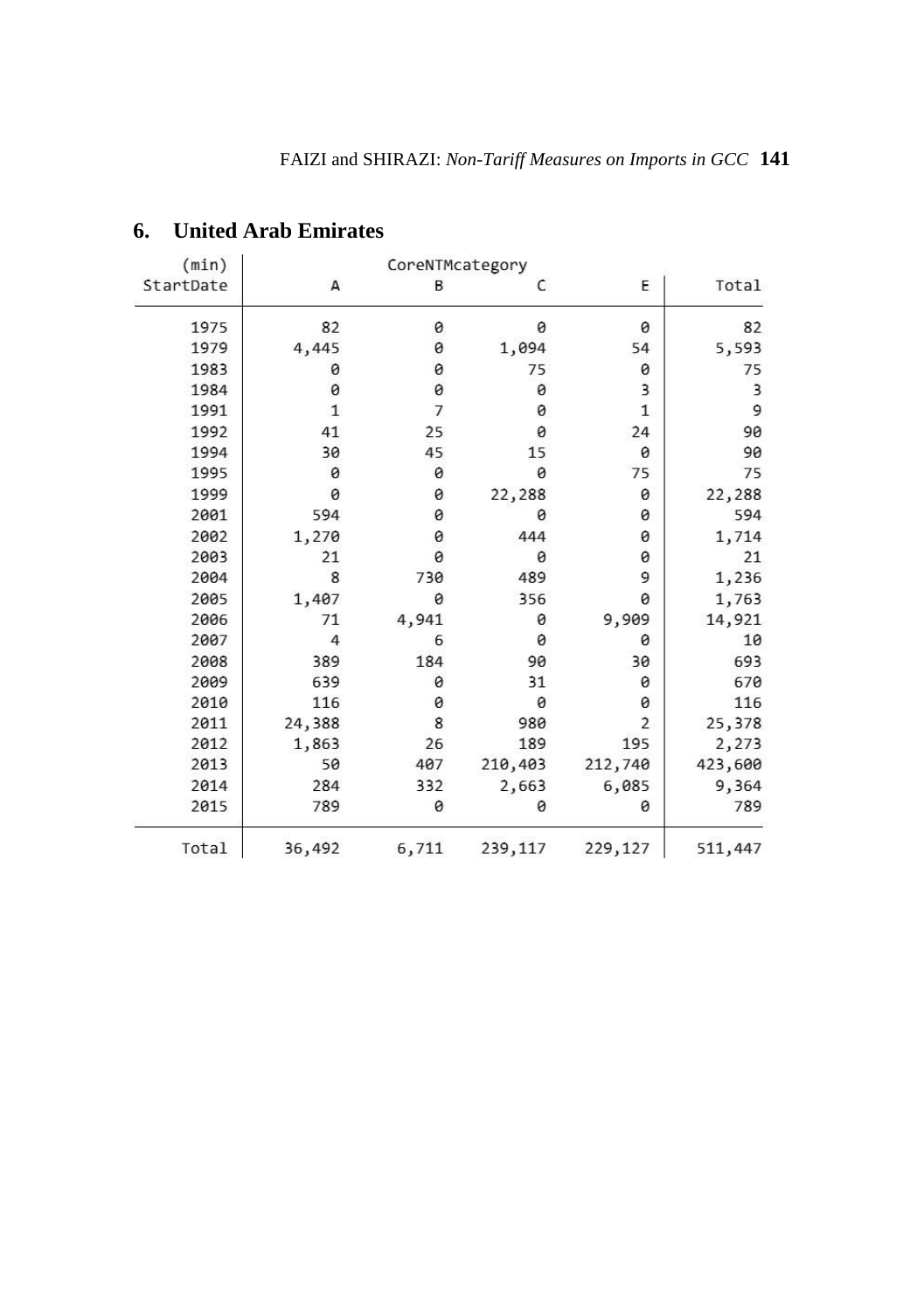## 6. United Arab Emirates

| (min) StartDate | CoreNTMcategory A | B | C | E | Total |
|---|---|---|---|---|---|
| 1975 | 82 | 0 | 0 | 0 | 82 |
| 1979 | 4,445 | 0 | 1,094 | 54 | 5,593 |
| 1983 | 0 | 0 | 75 | 0 | 75 |
| 1984 | 0 | 0 | 0 | 3 | 3 |
| 1991 | 1 | 7 | 0 | 1 | 9 |
| 1992 | 41 | 25 | 0 | 24 | 90 |
| 1994 | 30 | 45 | 15 | 0 | 90 |
| 1995 | 0 | 0 | 0 | 75 | 75 |
| 1999 | 0 | 0 | 22,288 | 0 | 22,288 |
| 2001 | 594 | 0 | 0 | 0 | 594 |
| 2002 | 1,270 | 0 | 444 | 0 | 1,714 |
| 2003 | 21 | 0 | 0 | 0 | 21 |
| 2004 | 8 | 730 | 489 | 9 | 1,236 |
| 2005 | 1,407 | 0 | 356 | 0 | 1,763 |
| 2006 | 71 | 4,941 | 0 | 9,909 | 14,921 |
| 2007 | 4 | 6 | 0 | 0 | 10 |
| 2008 | 389 | 184 | 90 | 30 | 693 |
| 2009 | 639 | 0 | 31 | 0 | 670 |
| 2010 | 116 | 0 | 0 | 0 | 116 |
| 2011 | 24,388 | 8 | 980 | 2 | 25,378 |
| 2012 | 1,863 | 26 | 189 | 195 | 2,273 |
| 2013 | 50 | 407 | 210,403 | 212,740 | 423,600 |
| 2014 | 284 | 332 | 2,663 | 6,085 | 9,364 |
| 2015 | 789 | 0 | 0 | 0 | 789 |
| Total | 36,492 | 6,711 | 239,117 | 229,127 | 511,447 |